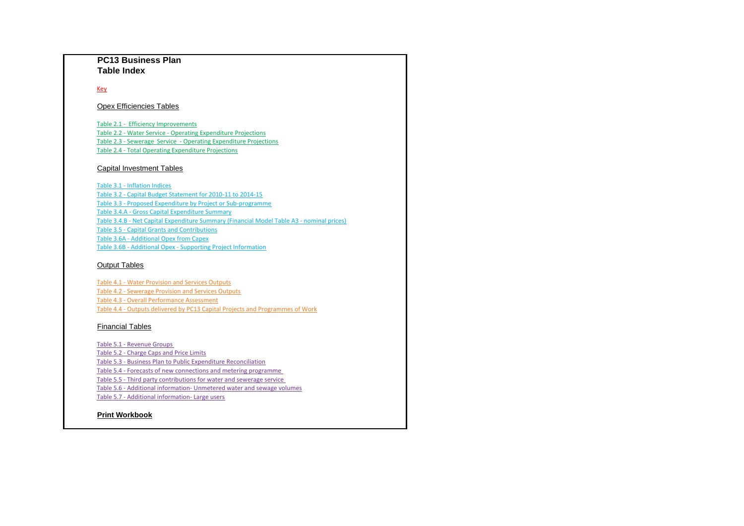# PC13 Business Plan
## Table Index

Key

### Opex Efficiencies Tables

Table 2.1 - Efficiency Improvements
Table 2.2 - Water Service - Operating Expenditure Projections
Table 2.3 - Sewerage Service - Operating Expenditure Projections
Table 2.4 - Total Operating Expenditure Projections

### Capital Investment Tables

Table 3.1 - Inflation Indices
Table 3.2 - Capital Budget Statement for 2010-11 to 2014-15
Table 3.3 - Proposed Expenditure by Project or Sub-programme
Table 3.4.A - Gross Capital Expenditure Summary
Table 3.4.B - Net Capital Expenditure Summary (Financial Model Table A3 - nominal prices)
Table 3.5 - Capital Grants and Contributions
Table 3.6A - Additional Opex from Capex
Table 3.6B - Additional Opex - Supporting Project Information

### Output Tables

Table 4.1 - Water Provision and Services Outputs
Table 4.2 - Sewerage Provision and Services Outputs
Table 4.3 - Overall Performance Assessment
Table 4.4 - Outputs delivered by PC13 Capital Projects and Programmes of Work

### Financial Tables

Table 5.1 - Revenue Groups
Table 5.2 - Charge Caps and Price Limits
Table 5.3 - Business Plan to Public Expenditure Reconciliation
Table 5.4 - Forecasts of new connections and metering programme
Table 5.5 - Third party contributions for water and sewerage service
Table 5.6 - Additional information- Unmetered water and sewage volumes
Table 5.7 - Additional information- Large users

**Print Workbook**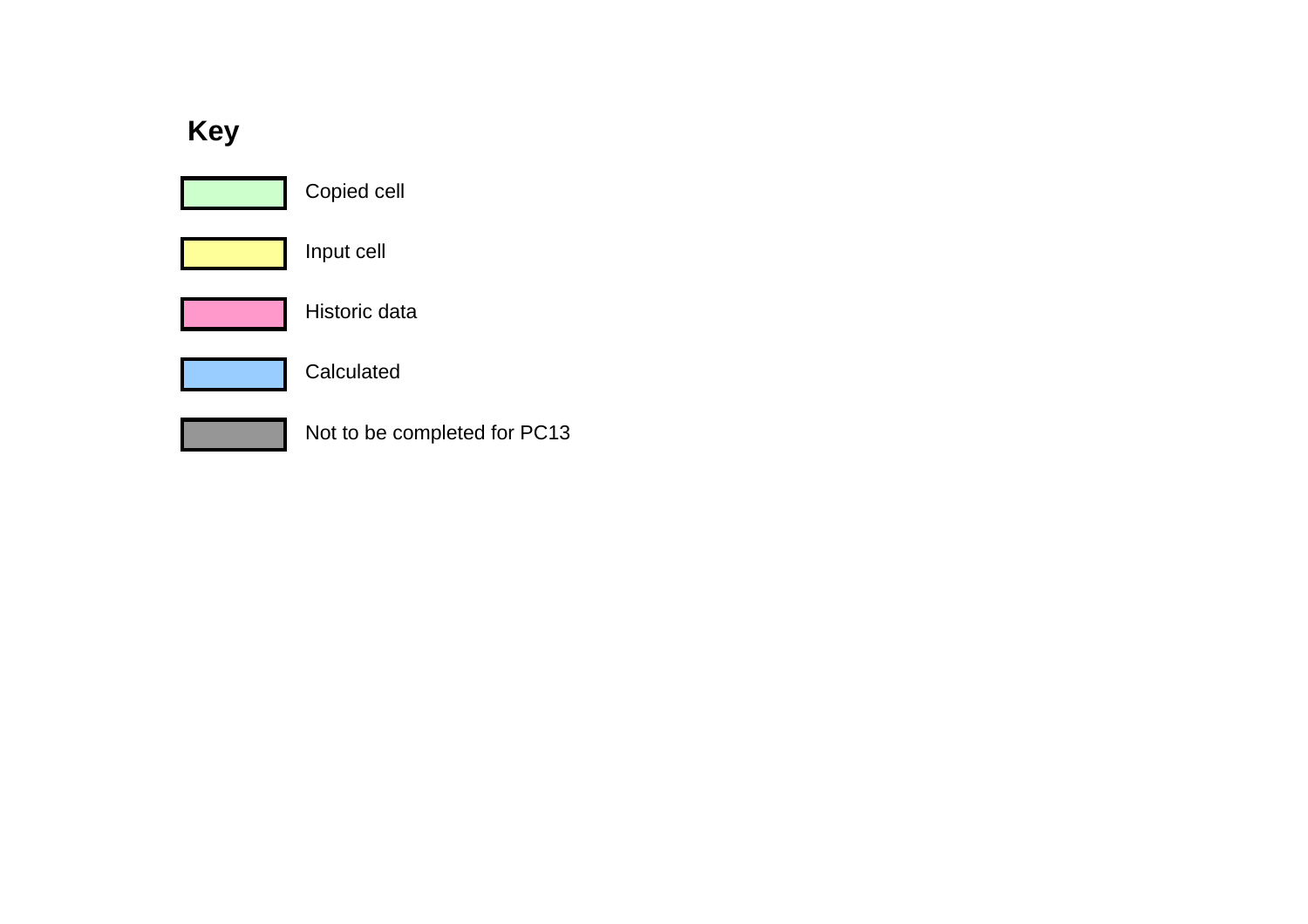## Key

| Colour | Meaning |
| --- | --- |
| Light green | Copied cell |
| Yellow | Input cell |
| Pink | Historic data |
| Light blue | Calculated |
| Grey | Not to be completed for PC13 |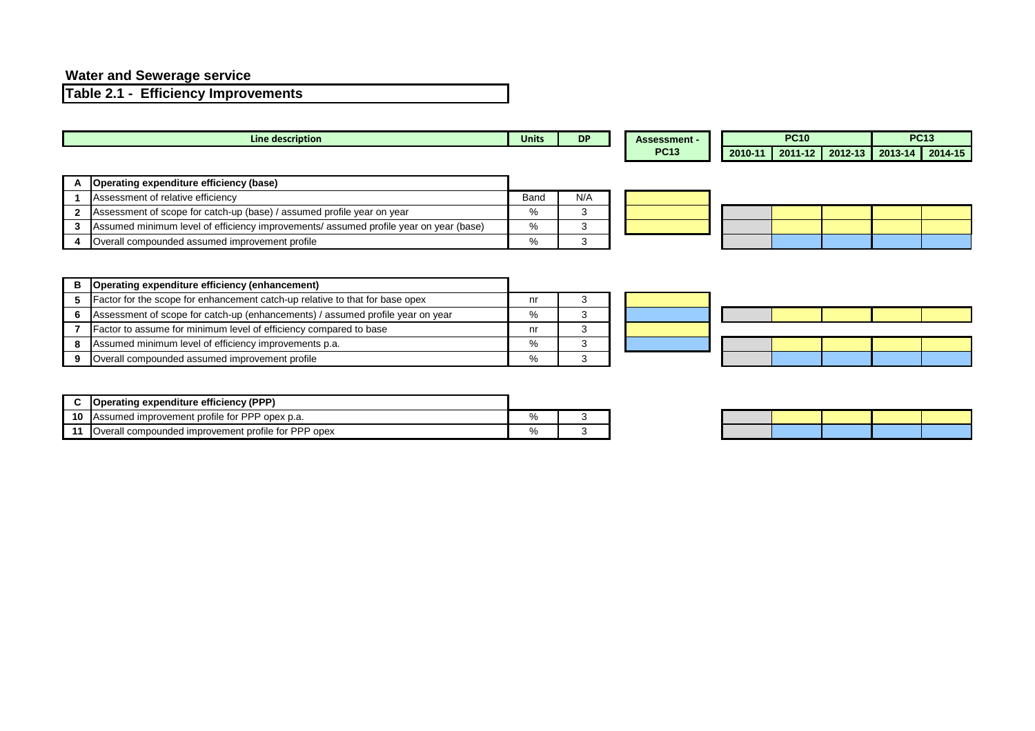## Water and Sewerage service

## Table 2.1 - Efficiency Improvements

| | Line description | Units | DP | Assessment - PC13 | PC10 | | | PC13 | |
|---|---|---|---|---|---|---|---|---|---|
| | | | | | 2010-11 | 2011-12 | 2012-13 | 2013-14 | 2014-15 |
| **A** | **Operating expenditure efficiency (base)** | | | | | | | | |
| **1** | Assessment of relative efficiency | Band | N/A | | | | | | |
| **2** | Assessment of scope for catch-up (base) / assumed profile year on year | % | 3 | | | | | | |
| **3** | Assumed minimum level of efficiency improvements/ assumed profile year on year (base) | % | 3 | | | | | | |
| **4** | Overall compounded assumed improvement profile | % | 3 | | | | | | |
| **B** | **Operating expenditure efficiency (enhancement)** | | | | | | | | |
| **5** | Factor for the scope for enhancement catch-up relative to that for base opex | nr | 3 | | | | | | |
| **6** | Assessment of scope for catch-up (enhancements) / assumed profile year on year | % | 3 | | | | | | |
| **7** | Factor to assume for minimum level of efficiency compared to base | nr | 3 | | | | | | |
| **8** | Assumed minimum level of efficiency improvements p.a. | % | 3 | | | | | | |
| **9** | Overall compounded assumed improvement profile | % | 3 | | | | | | |
| **C** | **Operating expenditure efficiency (PPP)** | | | | | | | | |
| **10** | Assumed improvement profile for PPP opex p.a. | % | 3 | | | | | | |
| **11** | Overall compounded improvement profile for PPP opex | % | 3 | | | | | | |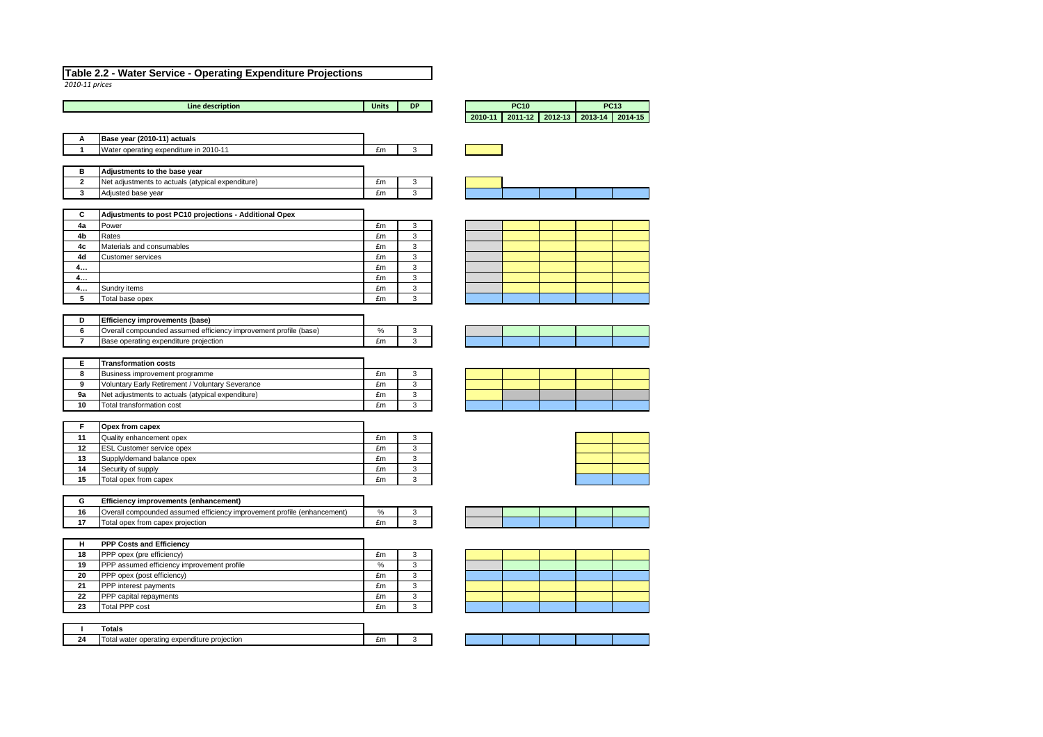# Table 2.2 - Water Service - Operating Expenditure Projections

*2010-11 prices*

| | Line description | Units | DP | PC10 | | | PC13 | |
|---|---|---|---|---|---|---|---|---|
| | | | | 2010-11 | 2011-12 | 2012-13 | 2013-14 | 2014-15 |
| **A** | **Base year (2010-11) actuals** | | | | | | | |
| 1 | Water operating expenditure in 2010-11 | £m | 3 | | | | | |
| **B** | **Adjustments to the base year** | | | | | | | |
| 2 | Net adjustments to actuals (atypical expenditure) | £m | 3 | | | | | |
| 3 | Adjusted base year | £m | 3 | | | | | |
| **C** | **Adjustments to post PC10 projections - Additional Opex** | | | | | | | |
| 4a | Power | £m | 3 | | | | | |
| 4b | Rates | £m | 3 | | | | | |
| 4c | Materials and consumables | £m | 3 | | | | | |
| 4d | Customer services | £m | 3 | | | | | |
| 4… | | £m | 3 | | | | | |
| 4… | | £m | 3 | | | | | |
| 4… | Sundry items | £m | 3 | | | | | |
| 5 | Total base opex | £m | 3 | | | | | |
| **D** | **Efficiency improvements (base)** | | | | | | | |
| 6 | Overall compounded assumed efficiency improvement profile (base) | % | 3 | | | | | |
| 7 | Base operating expenditure projection | £m | 3 | | | | | |
| **E** | **Transformation costs** | | | | | | | |
| 8 | Business improvement programme | £m | 3 | | | | | |
| 9 | Voluntary Early Retirement / Voluntary Severance | £m | 3 | | | | | |
| 9a | Net adjustments to actuals (atypical expenditure) | £m | 3 | | | | | |
| 10 | Total transformation cost | £m | 3 | | | | | |
| **F** | **Opex from capex** | | | | | | | |
| 11 | Quality enhancement opex | £m | 3 | | | | | |
| 12 | ESL Customer service opex | £m | 3 | | | | | |
| 13 | Supply/demand balance opex | £m | 3 | | | | | |
| 14 | Security of supply | £m | 3 | | | | | |
| 15 | Total opex from capex | £m | 3 | | | | | |
| **G** | **Efficiency improvements (enhancement)** | | | | | | | |
| 16 | Overall compounded assumed efficiency improvement profile (enhancement) | % | 3 | | | | | |
| 17 | Total opex from capex projection | £m | 3 | | | | | |
| **H** | **PPP Costs and Efficiency** | | | | | | | |
| 18 | PPP opex (pre efficiency) | £m | 3 | | | | | |
| 19 | PPP assumed efficiency improvement profile | % | 3 | | | | | |
| 20 | PPP opex (post efficiency) | £m | 3 | | | | | |
| 21 | PPP interest payments | £m | 3 | | | | | |
| 22 | PPP capital repayments | £m | 3 | | | | | |
| 23 | Total PPP cost | £m | 3 | | | | | |
| **I** | **Totals** | | | | | | | |
| 24 | Total water operating expenditure projection | £m | 3 | | | | | |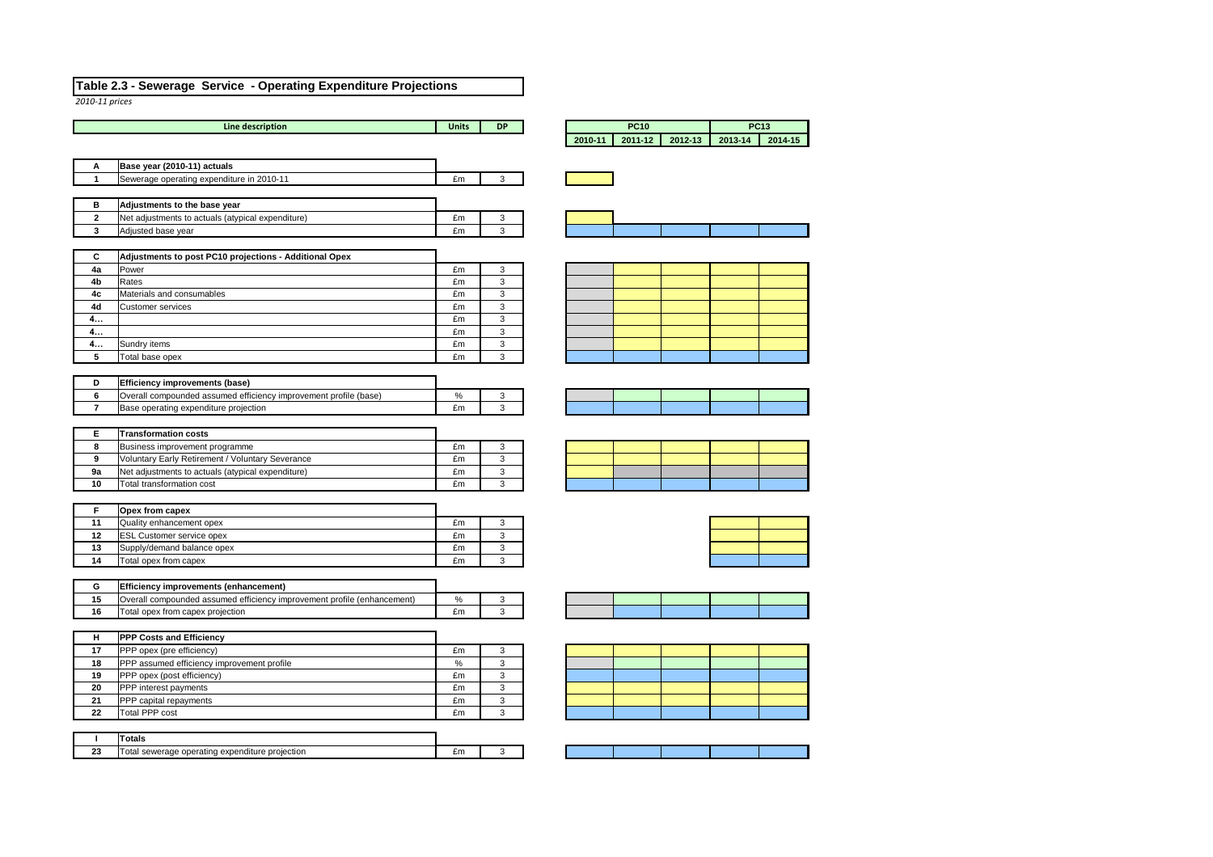# Table 2.3 - Sewerage Service - Operating Expenditure Projections

*2010-11 prices*

| | Line description | Units | DP | PC10 | | | PC13 | |
|---|---|---|---|---|---|---|---|---|
| | | | | 2010-11 | 2011-12 | 2012-13 | 2013-14 | 2014-15 |
| **A** | **Base year (2010-11) actuals** | | | | | | | |
| 1 | Sewerage operating expenditure in 2010-11 | £m | 3 | | | | | |
| **B** | **Adjustments to the base year** | | | | | | | |
| 2 | Net adjustments to actuals (atypical expenditure) | £m | 3 | | | | | |
| 3 | Adjusted base year | £m | 3 | | | | | |
| **C** | **Adjustments to post PC10 projections - Additional Opex** | | | | | | | |
| 4a | Power | £m | 3 | | | | | |
| 4b | Rates | £m | 3 | | | | | |
| 4c | Materials and consumables | £m | 3 | | | | | |
| 4d | Customer services | £m | 3 | | | | | |
| 4… | | £m | 3 | | | | | |
| 4… | | £m | 3 | | | | | |
| 4… | Sundry items | £m | 3 | | | | | |
| 5 | Total base opex | £m | 3 | | | | | |
| **D** | **Efficiency improvements (base)** | | | | | | | |
| 6 | Overall compounded assumed efficiency improvement profile (base) | % | 3 | | | | | |
| 7 | Base operating expenditure projection | £m | 3 | | | | | |
| **E** | **Transformation costs** | | | | | | | |
| 8 | Business improvement programme | £m | 3 | | | | | |
| 9 | Voluntary Early Retirement / Voluntary Severance | £m | 3 | | | | | |
| 9a | Net adjustments to actuals (atypical expenditure) | £m | 3 | | | | | |
| 10 | Total transformation cost | £m | 3 | | | | | |
| **F** | **Opex from capex** | | | | | | | |
| 11 | Quality enhancement opex | £m | 3 | | | | | |
| 12 | ESL Customer service opex | £m | 3 | | | | | |
| 13 | Supply/demand balance opex | £m | 3 | | | | | |
| 14 | Total opex from capex | £m | 3 | | | | | |
| **G** | **Efficiency improvements (enhancement)** | | | | | | | |
| 15 | Overall compounded assumed efficiency improvement profile (enhancement) | % | 3 | | | | | |
| 16 | Total opex from capex projection | £m | 3 | | | | | |
| **H** | **PPP Costs and Efficiency** | | | | | | | |
| 17 | PPP opex (pre efficiency) | £m | 3 | | | | | |
| 18 | PPP assumed efficiency improvement profile | % | 3 | | | | | |
| 19 | PPP opex (post efficiency) | £m | 3 | | | | | |
| 20 | PPP interest payments | £m | 3 | | | | | |
| 21 | PPP capital repayments | £m | 3 | | | | | |
| 22 | Total PPP cost | £m | 3 | | | | | |
| **I** | **Totals** | | | | | | | |
| 23 | Total sewerage operating expenditure projection | £m | 3 | | | | | |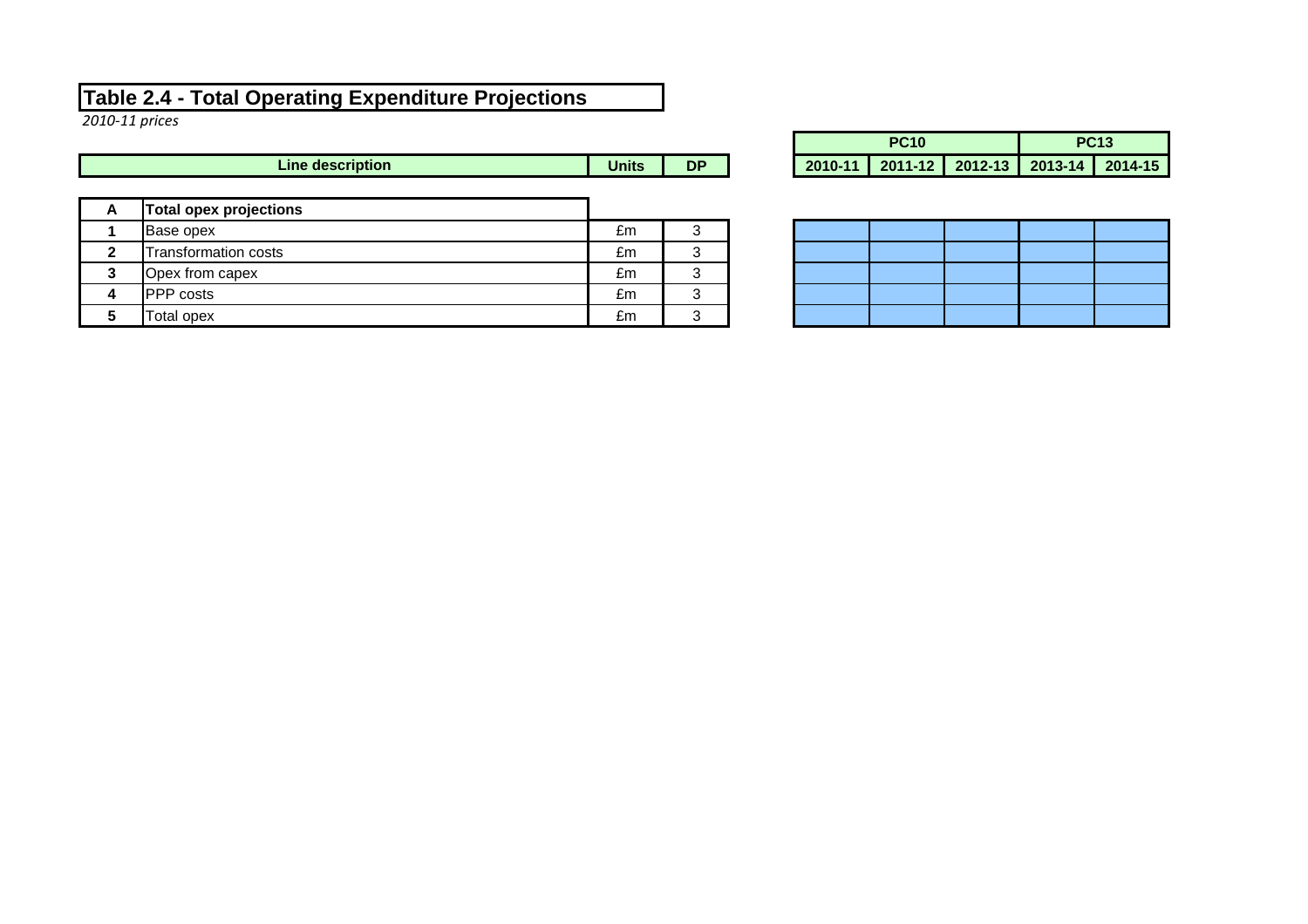# Table 2.4 - Total Operating Expenditure Projections

*2010-11 prices*

| | Line description | Units | DP | PC10 | | | PC13 | |
|---|---|---|---|---|---|---|---|---|
| | | | | 2010-11 | 2011-12 | 2012-13 | 2013-14 | 2014-15 |
| **A** | **Total opex projections** | | | | | | | |
| **1** | Base opex | £m | 3 | | | | | |
| **2** | Transformation costs | £m | 3 | | | | | |
| **3** | Opex from capex | £m | 3 | | | | | |
| **4** | PPP costs | £m | 3 | | | | | |
| **5** | Total opex | £m | 3 | | | | | |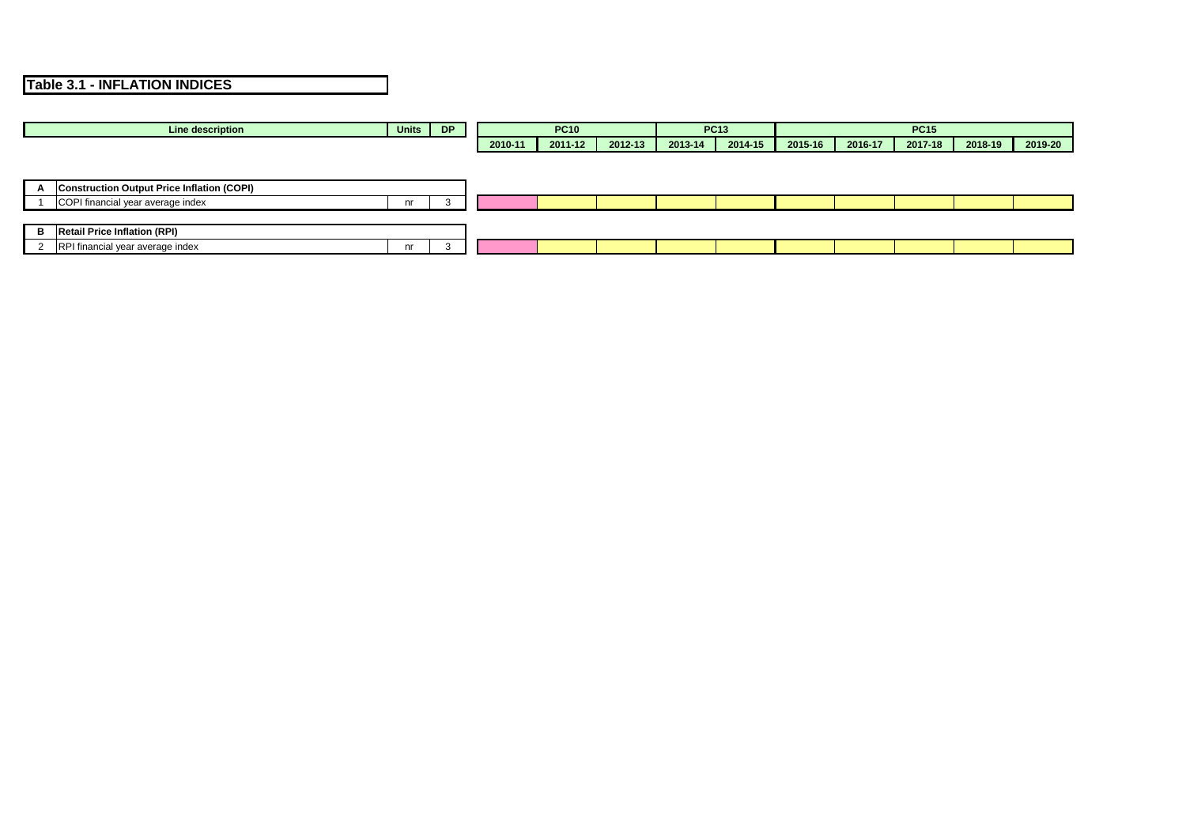## Table 3.1 - INFLATION INDICES

| | Line description | Units | DP | PC10 | | | PC13 | | PC15 | | | | |
|---|---|---|---|---|---|---|---|---|---|---|---|---|---|
| | | | | 2010-11 | 2011-12 | 2012-13 | 2013-14 | 2014-15 | 2015-16 | 2016-17 | 2017-18 | 2018-19 | 2019-20 |
| **A** | **Construction Output Price Inflation (COPI)** | | | | | | | | | | | | |
| 1 | COPI financial year average index | nr | 3 | | | | | | | | | | |
| **B** | **Retail Price Inflation (RPI)** | | | | | | | | | | | | |
| 2 | RPI financial year average index | nr | 3 | | | | | | | | | | |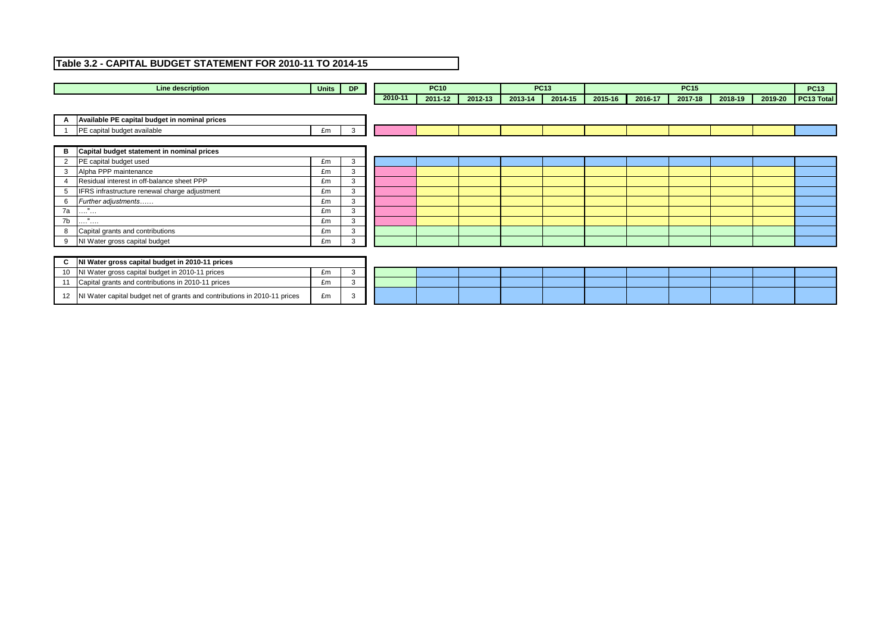## Table 3.2 - CAPITAL BUDGET STATEMENT FOR 2010-11 TO 2014-15

| | Line description | Units | DP | | PC10 | | PC13 | | | | PC15 | | | PC13 |
|---|---|---|---|---|---|---|---|---|---|---|---|---|---|---|
| | | | | 2010-11 | 2011-12 | 2012-13 | 2013-14 | 2014-15 | 2015-16 | 2016-17 | 2017-18 | 2018-19 | 2019-20 | PC13 Total |
| **A** | **Available PE capital budget in nominal prices** | | | | | | | | | | | | | |
| 1 | PE capital budget available | £m | 3 | | | | | | | | | | | |
| **B** | **Capital budget statement in nominal prices** | | | | | | | | | | | | | |
| 2 | PE capital budget used | £m | 3 | | | | | | | | | | | |
| 3 | Alpha PPP maintenance | £m | 3 | | | | | | | | | | | |
| 4 | Residual interest in off-balance sheet PPP | £m | 3 | | | | | | | | | | | |
| 5 | IFRS infrastructure renewal charge adjustment | £m | 3 | | | | | | | | | | | |
| 6 | *Further adjustments……* | £m | 3 | | | | | | | | | | | |
| 7a | ….."… | £m | 3 | | | | | | | | | | | |
| 7b | ….."…. | £m | 3 | | | | | | | | | | | |
| 8 | Capital grants and contributions | £m | 3 | | | | | | | | | | | |
| 9 | NI Water gross capital budget | £m | 3 | | | | | | | | | | | |
| **C** | **NI Water gross capital budget in 2010-11 prices** | | | | | | | | | | | | | |
| 10 | NI Water gross capital budget in 2010-11 prices | £m | 3 | | | | | | | | | | | |
| 11 | Capital grants and contributions in 2010-11 prices | £m | 3 | | | | | | | | | | | |
| 12 | NI Water capital budget net of grants and contributions in 2010-11 prices | £m | 3 | | | | | | | | | | | |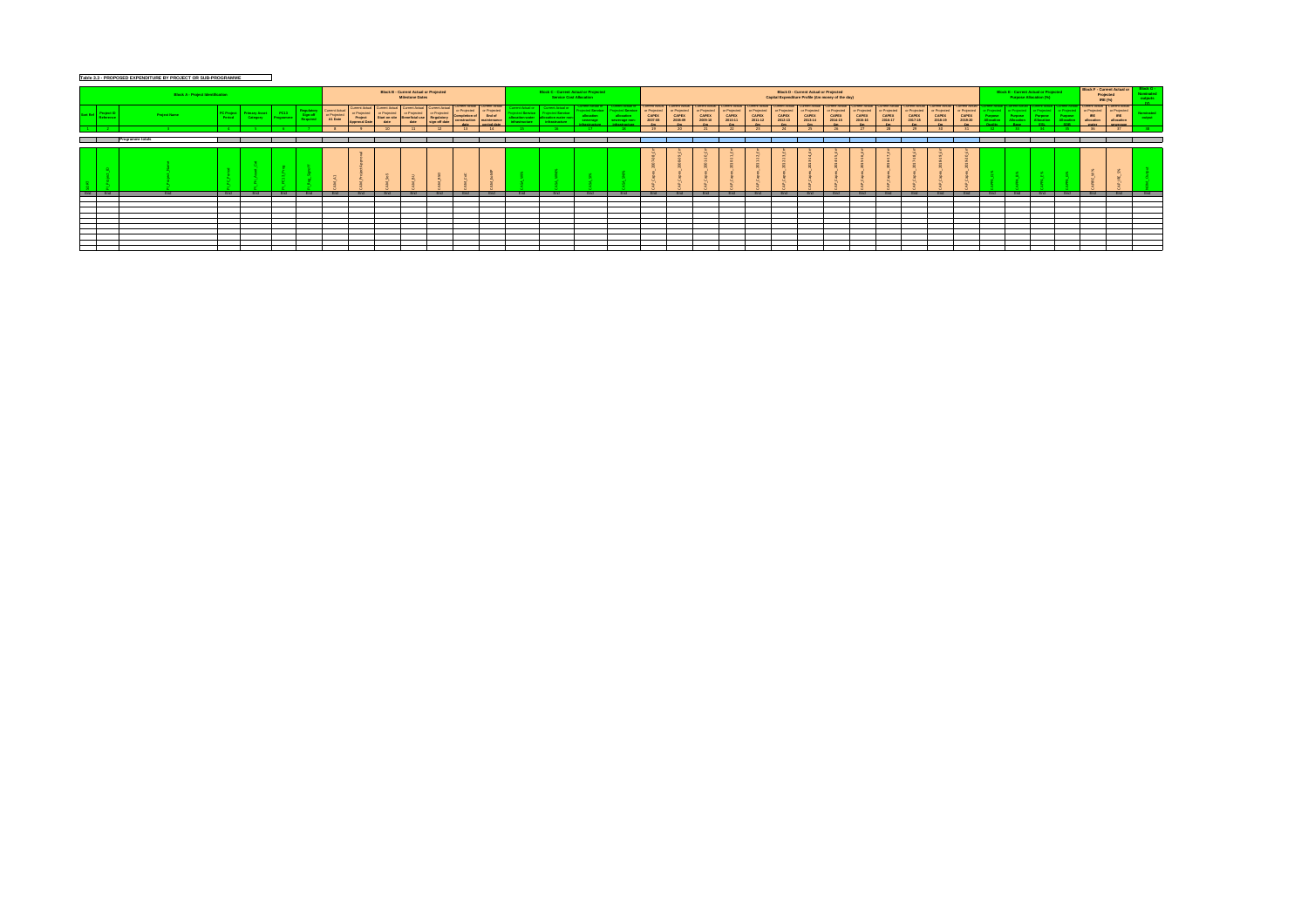**Table 3.3 - PROPOSED EXPENDITURE BY PROJECT OR SUB-PROGRAMME**

| Block A - Project Identification | | | | | | | Block B - Current Actual or Projected Milestone Dates | | | | | | | Block C - Current Actual or Projected Service Cost Allocation | | | | Block D - Current Actual or Projected Capital Expenditure Profile (£m money of the day) | | | | | | | | | | | | | Block E - Current Actual or Projected Purpose Allocation (%) | | | | Block F - Current Actual or Projected IRE (%) | | Block G - Unallocated outputs |
|---|---|---|---|---|---|---|---|---|---|---|---|---|---|---|---|---|---|---|---|---|---|---|---|---|---|---|---|---|---|---|---|---|---|---|---|---|---|
| Row No | Project ID Reference | Project Name | PC Project Period | Primary Asset Category | PC13 Programme | Regulatory Sign-off Required | Current Actual or Projected A1 Date | Current Actual or Projected Project Approval Date | Current Actual or Projected Start on site date | Current Actual or Projected Beneficial use date | Current Actual or Projected Regulatory sign-off date | Current Actual or Projected Completion of construction date | Current Actual or Projected End of maintenance period date | Current Actual or Projected Service allocation water infrastructure | Current Actual or Projected Service allocation water non-infrastructure | Current Actual or Projected Service allocation wastewater infrastructure | Current Actual or Projected Service allocation wastewater non-infrastructure | Current Actual or Projected CAPEX 2007-08 £m | Current Actual or Projected CAPEX 2008-09 £m | Current Actual or Projected CAPEX 2009-10 £m | Current Actual or Projected CAPEX 2010-11 £m | Current Actual or Projected CAPEX 2011-12 £m | Current Actual or Projected CAPEX 2012-13 £m | Current Actual or Projected CAPEX 2013-14 £m | Current Actual or Projected CAPEX 2014-15 £m | Current Actual or Projected CAPEX 2015-16 £m | Current Actual or Projected CAPEX 2016-17 £m | Current Actual or Projected CAPEX 2017-18 £m | Current Actual or Projected CAPEX 2018-19 £m | Current Actual or Projected CAPEX 2019-20 £m | Current Actual or Projected Purpose Allocation Quality | Current Actual or Projected Purpose Allocation Base | Current Actual or Projected Purpose Allocation | Current Actual or Projected Purpose Allocation | Current Actual or Projected IRE allocation water | Current Actual or Projected IRE allocation wastewater | Unallocated output |
| 1 | 2 | 3 | 4 | 5 | 6 | 7 | 8 | 9 | 10 | 11 | 12 | 13 | 14 | 15 | 16 | 17 | 18 | 19 | 20 | 21 | 22 | 23 | 24 | 25 | 26 | 27 | 28 | 29 | 30 | 31 | 32 | 33 | 34 | 35 | 36 | 37 | 38 |
| | | Programme totals | | | | | | | | | | | | | | | | | | | | | | | | | | | | | | | | | | | |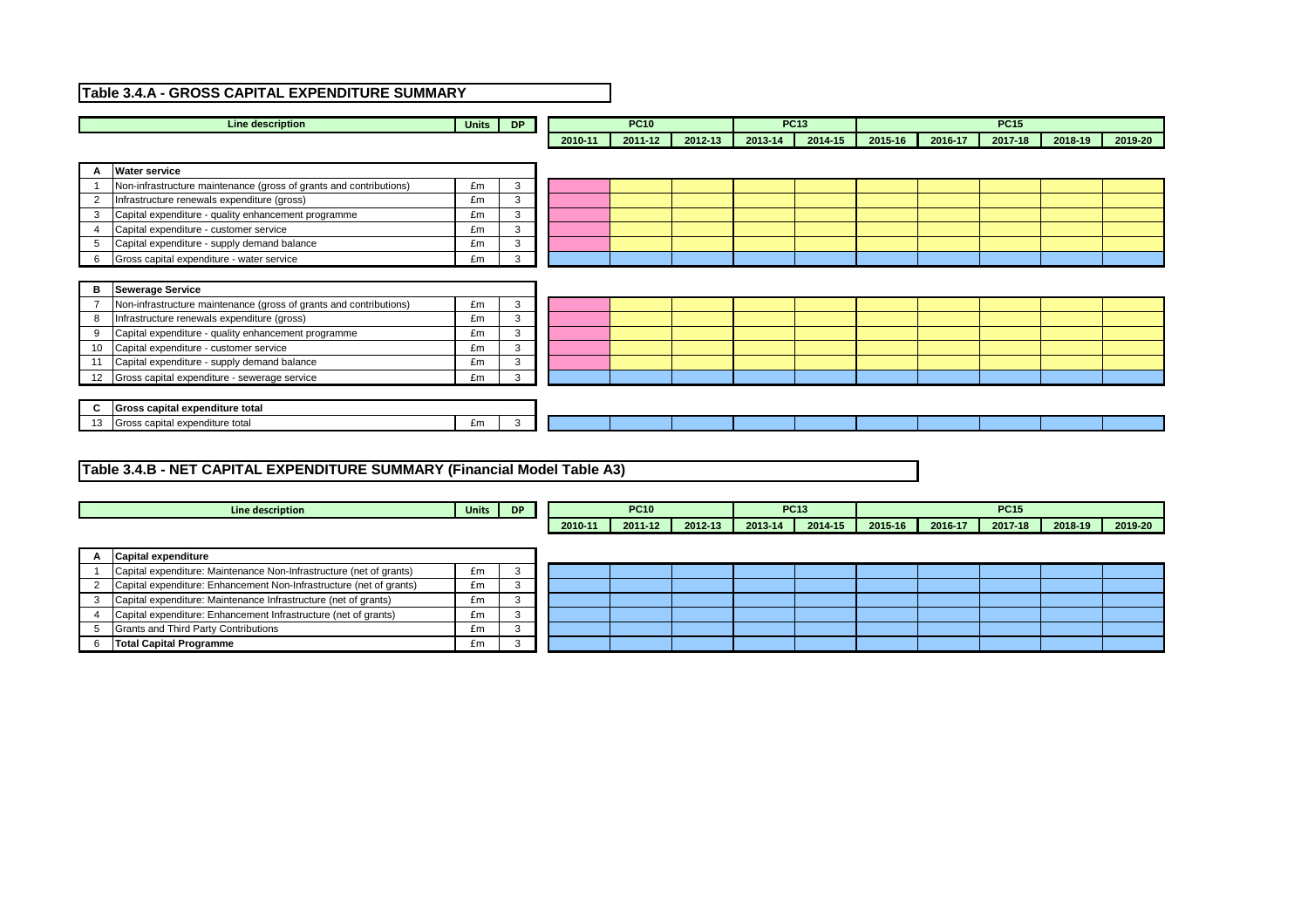## Table 3.4.A - GROSS CAPITAL EXPENDITURE SUMMARY

| | Line description | Units | DP | PC10 | | | PC13 | | PC15 | | | | |
|---|---|---|---|---|---|---|---|---|---|---|---|---|---|
| | | | | 2010-11 | 2011-12 | 2012-13 | 2013-14 | 2014-15 | 2015-16 | 2016-17 | 2017-18 | 2018-19 | 2019-20 |
| **A** | **Water service** | | | | | | | | | | | | |
| 1 | Non-infrastructure maintenance (gross of grants and contributions) | £m | 3 | | | | | | | | | | |
| 2 | Infrastructure renewals expenditure (gross) | £m | 3 | | | | | | | | | | |
| 3 | Capital expenditure - quality enhancement programme | £m | 3 | | | | | | | | | | |
| 4 | Capital expenditure - customer service | £m | 3 | | | | | | | | | | |
| 5 | Capital expenditure - supply demand balance | £m | 3 | | | | | | | | | | |
| 6 | Gross capital expenditure - water service | £m | 3 | | | | | | | | | | |
| **B** | **Sewerage Service** | | | | | | | | | | | | |
| 7 | Non-infrastructure maintenance (gross of grants and contributions) | £m | 3 | | | | | | | | | | |
| 8 | Infrastructure renewals expenditure (gross) | £m | 3 | | | | | | | | | | |
| 9 | Capital expenditure - quality enhancement programme | £m | 3 | | | | | | | | | | |
| 10 | Capital expenditure - customer service | £m | 3 | | | | | | | | | | |
| 11 | Capital expenditure - supply demand balance | £m | 3 | | | | | | | | | | |
| 12 | Gross capital expenditure - sewerage service | £m | 3 | | | | | | | | | | |
| **C** | **Gross capital expenditure total** | | | | | | | | | | | | |
| 13 | Gross capital expenditure total | £m | 3 | | | | | | | | | | |

## Table 3.4.B - NET CAPITAL EXPENDITURE SUMMARY (Financial Model Table A3)

| | Line description | Units | DP | PC10 | | | PC13 | | PC15 | | | | |
|---|---|---|---|---|---|---|---|---|---|---|---|---|---|
| | | | | 2010-11 | 2011-12 | 2012-13 | 2013-14 | 2014-15 | 2015-16 | 2016-17 | 2017-18 | 2018-19 | 2019-20 |
| **A** | **Capital expenditure** | | | | | | | | | | | | |
| 1 | Capital expenditure: Maintenance Non-Infrastructure (net of grants) | £m | 3 | | | | | | | | | | |
| 2 | Capital expenditure: Enhancement Non-Infrastructure (net of grants) | £m | 3 | | | | | | | | | | |
| 3 | Capital expenditure: Maintenance Infrastructure (net of grants) | £m | 3 | | | | | | | | | | |
| 4 | Capital expenditure: Enhancement Infrastructure (net of grants) | £m | 3 | | | | | | | | | | |
| 5 | Grants and Third Party Contributions | £m | 3 | | | | | | | | | | |
| 6 | **Total Capital Programme** | £m | 3 | | | | | | | | | | |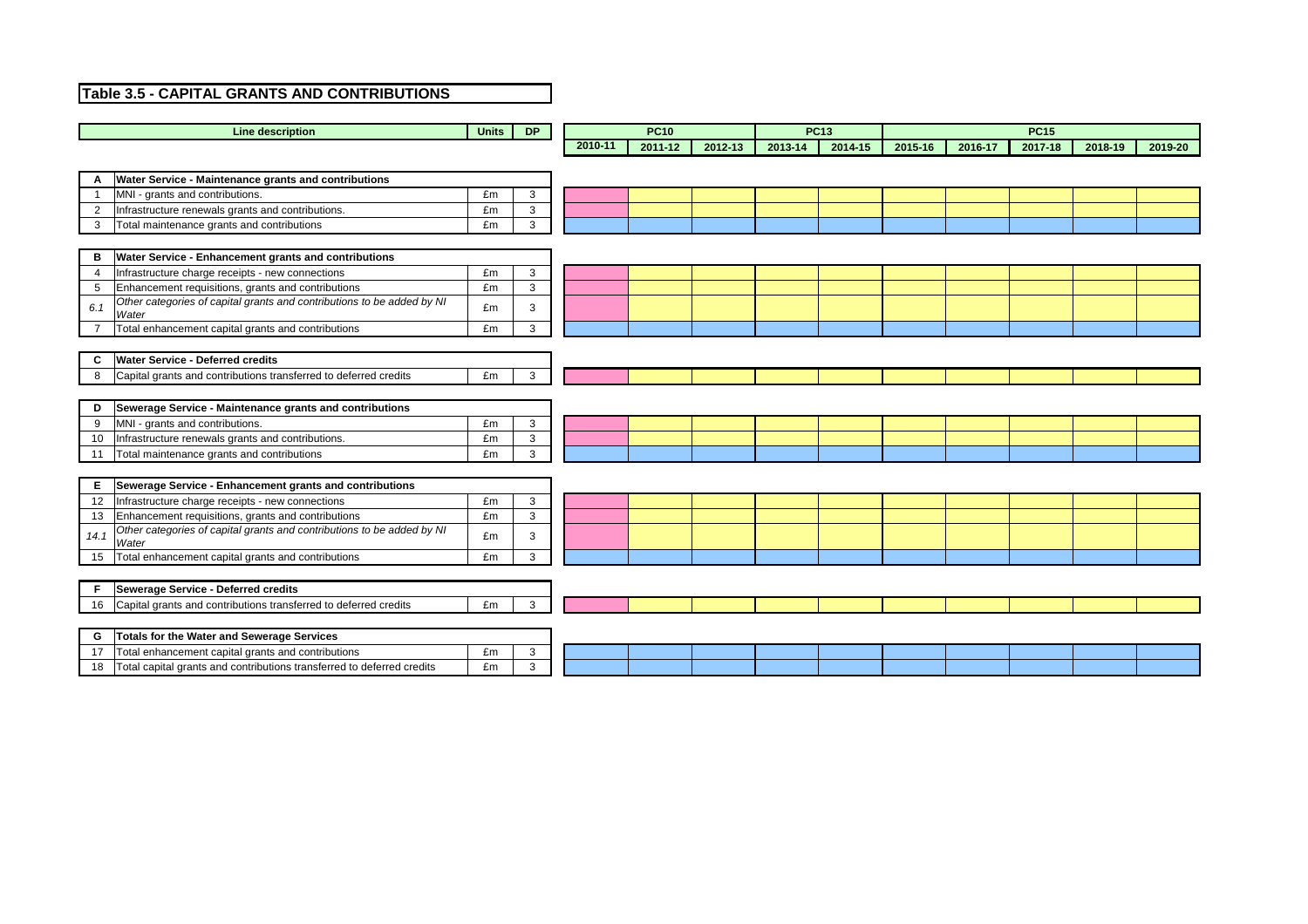# Table 3.5 - CAPITAL GRANTS AND CONTRIBUTIONS

| | Line description | Units | DP | | PC10 | | PC13 | | PC15 | | | | |
|---|---|---|---|---|---|---|---|---|---|---|---|---|---|
| | | | | 2010-11 | 2011-12 | 2012-13 | 2013-14 | 2014-15 | 2015-16 | 2016-17 | 2017-18 | 2018-19 | 2019-20 |
| **A** | **Water Service - Maintenance grants and contributions** | | | | | | | | | | | | |
| 1 | MNI - grants and contributions. | £m | 3 | | | | | | | | | | |
| 2 | Infrastructure renewals grants and contributions. | £m | 3 | | | | | | | | | | |
| 3 | Total maintenance grants and contributions | £m | 3 | | | | | | | | | | |
| **B** | **Water Service - Enhancement grants and contributions** | | | | | | | | | | | | |
| 4 | Infrastructure charge receipts - new connections | £m | 3 | | | | | | | | | | |
| 5 | Enhancement requisitions, grants and contributions | £m | 3 | | | | | | | | | | |
| *6.1* | *Other categories of capital grants and contributions to be added by NI Water* | £m | 3 | | | | | | | | | | |
| 7 | Total enhancement capital grants and contributions | £m | 3 | | | | | | | | | | |
| **C** | **Water Service - Deferred credits** | | | | | | | | | | | | |
| 8 | Capital grants and contributions transferred to deferred credits | £m | 3 | | | | | | | | | | |
| **D** | **Sewerage Service - Maintenance grants and contributions** | | | | | | | | | | | | |
| 9 | MNI - grants and contributions. | £m | 3 | | | | | | | | | | |
| 10 | Infrastructure renewals grants and contributions. | £m | 3 | | | | | | | | | | |
| 11 | Total maintenance grants and contributions | £m | 3 | | | | | | | | | | |
| **E** | **Sewerage Service - Enhancement grants and contributions** | | | | | | | | | | | | |
| 12 | Infrastructure charge receipts - new connections | £m | 3 | | | | | | | | | | |
| 13 | Enhancement requisitions, grants and contributions | £m | 3 | | | | | | | | | | |
| *14.1* | *Other categories of capital grants and contributions to be added by NI Water* | £m | 3 | | | | | | | | | | |
| 15 | Total enhancement capital grants and contributions | £m | 3 | | | | | | | | | | |
| **F** | **Sewerage Service - Deferred credits** | | | | | | | | | | | | |
| 16 | Capital grants and contributions transferred to deferred credits | £m | 3 | | | | | | | | | | |
| **G** | **Totals for the Water and Sewerage Services** | | | | | | | | | | | | |
| 17 | Total enhancement capital grants and contributions | £m | 3 | | | | | | | | | | |
| 18 | Total capital grants and contributions transferred to deferred credits | £m | 3 | | | | | | | | | | |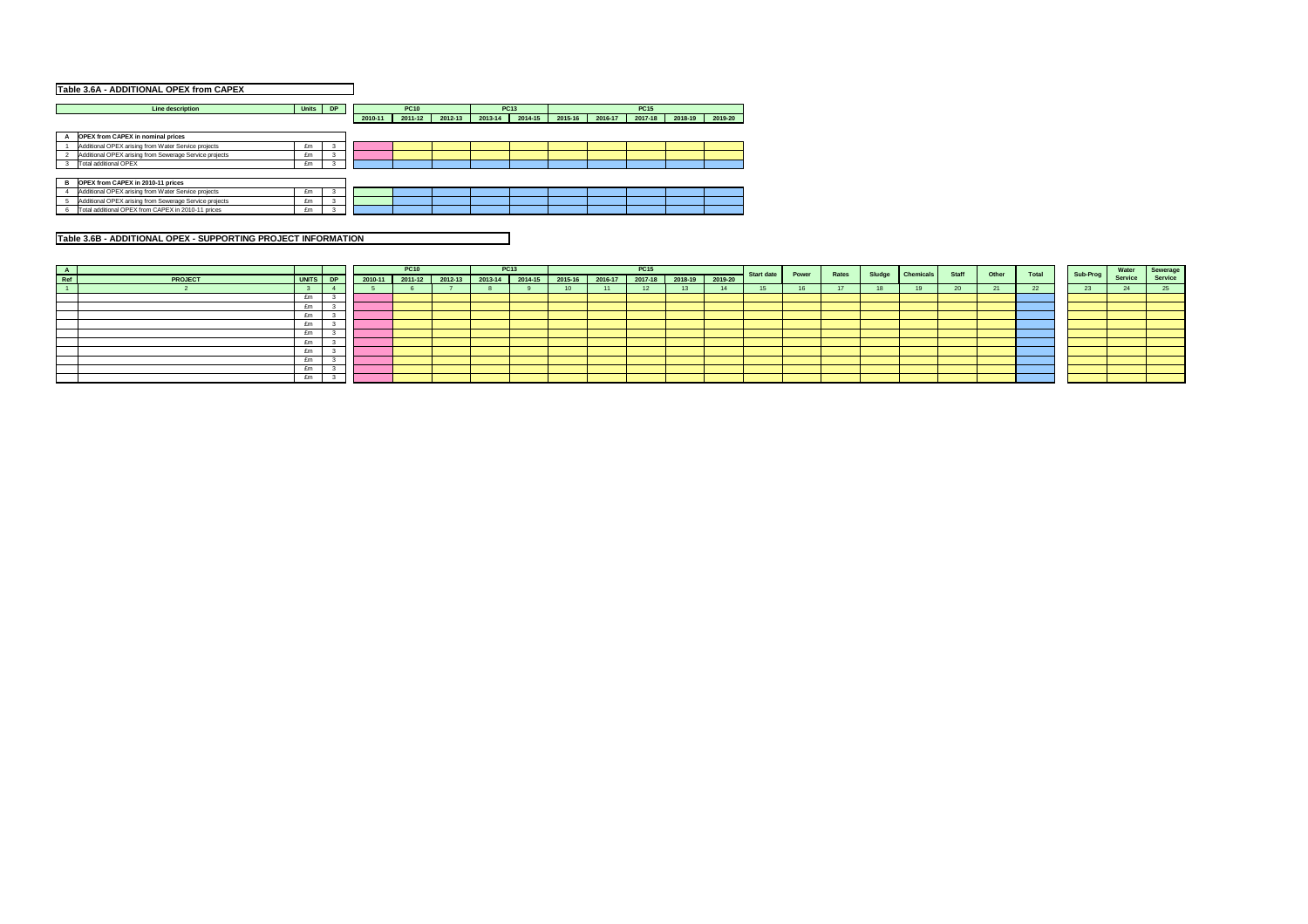## Table 3.6A - ADDITIONAL OPEX from CAPEX

| | Line description | Units | DP | PC10 | | | PC13 | | PC15 | | | | |
|---|---|---|---|---|---|---|---|---|---|---|---|---|---|
| | | | | 2010-11 | 2011-12 | 2012-13 | 2013-14 | 2014-15 | 2015-16 | 2016-17 | 2017-18 | 2018-19 | 2019-20 |
| **A** | **OPEX from CAPEX in nominal prices** | | | | | | | | | | | | |
| 1 | Additional OPEX arising from Water Service projects | £m | 3 | | | | | | | | | | |
| 2 | Additional OPEX arising from Sewerage Service projects | £m | 3 | | | | | | | | | | |
| 3 | Total additional OPEX | £m | 3 | | | | | | | | | | |
| **B** | **OPEX from CAPEX in 2010-11 prices** | | | | | | | | | | | | |
| 4 | Additional OPEX arising from Water Service projects | £m | 3 | | | | | | | | | | |
| 5 | Additional OPEX arising from Sewerage Service projects | £m | 3 | | | | | | | | | | |
| 6 | Total additional OPEX from CAPEX in 2010-11 prices | £m | 3 | | | | | | | | | | |

## Table 3.6B - ADDITIONAL OPEX - SUPPORTING PROJECT INFORMATION

| A | | | | PC10 | | | PC13 | | PC15 | | | | | | | | | | | | | | | | |
|---|---|---|---|---|---|---|---|---|---|---|---|---|---|---|---|---|---|---|---|---|---|---|---|---|---|
| Ref | PROJECT | UNITS | DP | 2010-11 | 2011-12 | 2012-13 | 2013-14 | 2014-15 | 2015-16 | 2016-17 | 2017-18 | 2018-19 | 2019-20 | Start date | Power | Rates | Sludge | Chemicals | Staff | Other | Total | Sub-Prog | Water Service | Sewerage Service |
| 1 | 2 | 3 | 4 | 5 | 6 | 7 | 8 | 9 | 10 | 11 | 12 | 13 | 14 | 15 | 16 | 17 | 18 | 19 | 20 | 21 | 22 | 23 | 24 | 25 |
| | | £m | 3 | | | | | | | | | | | | | | | | | | | | | |
| | | £m | 3 | | | | | | | | | | | | | | | | | | | | | |
| | | £m | 3 | | | | | | | | | | | | | | | | | | | | | |
| | | £m | 3 | | | | | | | | | | | | | | | | | | | | | |
| | | £m | 3 | | | | | | | | | | | | | | | | | | | | | |
| | | £m | 3 | | | | | | | | | | | | | | | | | | | | | |
| | | £m | 3 | | | | | | | | | | | | | | | | | | | | | |
| | | £m | 3 | | | | | | | | | | | | | | | | | | | | | |
| | | £m | 3 | | | | | | | | | | | | | | | | | | | | | |
| | | £m | 3 | | | | | | | | | | | | | | | | | | | | | |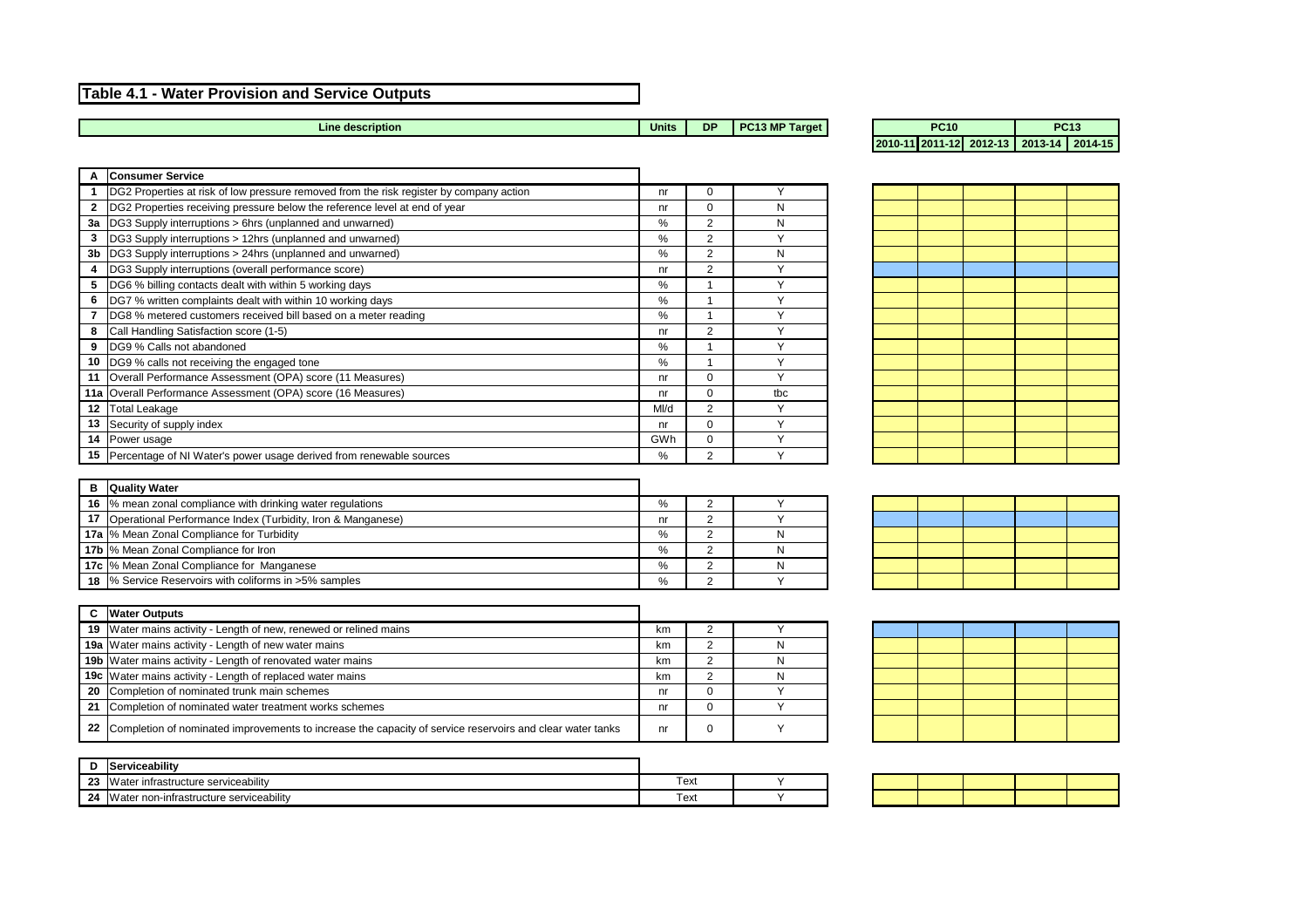## Table 4.1 - Water Provision and Service Outputs

| | Line description | Units | DP | PC13 MP Target | PC10 2010-11 | PC10 2011-12 | PC10 2012-13 | PC13 2013-14 | PC13 2014-15 |
|---|---|---|---|---|---|---|---|---|---|
| **A** | **Consumer Service** | | | | | | | | |
| **1** | DG2 Properties at risk of low pressure removed from the risk register by company action | nr | 0 | Y | | | | | |
| **2** | DG2 Properties receiving pressure below the reference level at end of year | nr | 0 | N | | | | | |
| **3a** | DG3 Supply interruptions > 6hrs (unplanned and unwarned) | % | 2 | N | | | | | |
| **3** | DG3 Supply interruptions > 12hrs (unplanned and unwarned) | % | 2 | Y | | | | | |
| **3b** | DG3 Supply interruptions > 24hrs (unplanned and unwarned) | % | 2 | N | | | | | |
| **4** | DG3 Supply interruptions (overall performance score) | nr | 2 | Y | | | | | |
| **5** | DG6 % billing contacts dealt with within 5 working days | % | 1 | Y | | | | | |
| **6** | DG7 % written complaints dealt with within 10 working days | % | 1 | Y | | | | | |
| **7** | DG8 % metered customers received bill based on a meter reading | % | 1 | Y | | | | | |
| **8** | Call Handling Satisfaction score (1-5) | nr | 2 | Y | | | | | |
| **9** | DG9 % Calls not abandoned | % | 1 | Y | | | | | |
| **10** | DG9 % calls not receiving the engaged tone | % | 1 | Y | | | | | |
| **11** | Overall Performance Assessment (OPA) score (11 Measures) | nr | 0 | Y | | | | | |
| **11a** | Overall Performance Assessment (OPA) score (16 Measures) | nr | 0 | tbc | | | | | |
| **12** | Total Leakage | Ml/d | 2 | Y | | | | | |
| **13** | Security of supply index | nr | 0 | Y | | | | | |
| **14** | Power usage | GWh | 0 | Y | | | | | |
| **15** | Percentage of NI Water's power usage derived from renewable sources | % | 2 | Y | | | | | |
| **B** | **Quality Water** | | | | | | | | |
| **16** | % mean zonal compliance with drinking water regulations | % | 2 | Y | | | | | |
| **17** | Operational Performance Index (Turbidity, Iron & Manganese) | nr | 2 | Y | | | | | |
| **17a** | % Mean Zonal Compliance for Turbidity | % | 2 | N | | | | | |
| **17b** | % Mean Zonal Compliance for Iron | % | 2 | N | | | | | |
| **17c** | % Mean Zonal Compliance for Manganese | % | 2 | N | | | | | |
| **18** | % Service Reservoirs with coliforms in >5% samples | % | 2 | Y | | | | | |
| **C** | **Water Outputs** | | | | | | | | |
| **19** | Water mains activity - Length of new, renewed or relined mains | km | 2 | Y | | | | | |
| **19a** | Water mains activity - Length of new water mains | km | 2 | N | | | | | |
| **19b** | Water mains activity - Length of renovated water mains | km | 2 | N | | | | | |
| **19c** | Water mains activity - Length of replaced water mains | km | 2 | N | | | | | |
| **20** | Completion of nominated trunk main schemes | nr | 0 | Y | | | | | |
| **21** | Completion of nominated water treatment works schemes | nr | 0 | Y | | | | | |
| **22** | Completion of nominated improvements to increase the capacity of service reservoirs and clear water tanks | nr | 0 | Y | | | | | |
| **D** | **Serviceability** | | | | | | | | |
| **23** | Water infrastructure serviceability | Text | | Y | | | | | |
| **24** | Water non-infrastructure serviceability | Text | | Y | | | | | |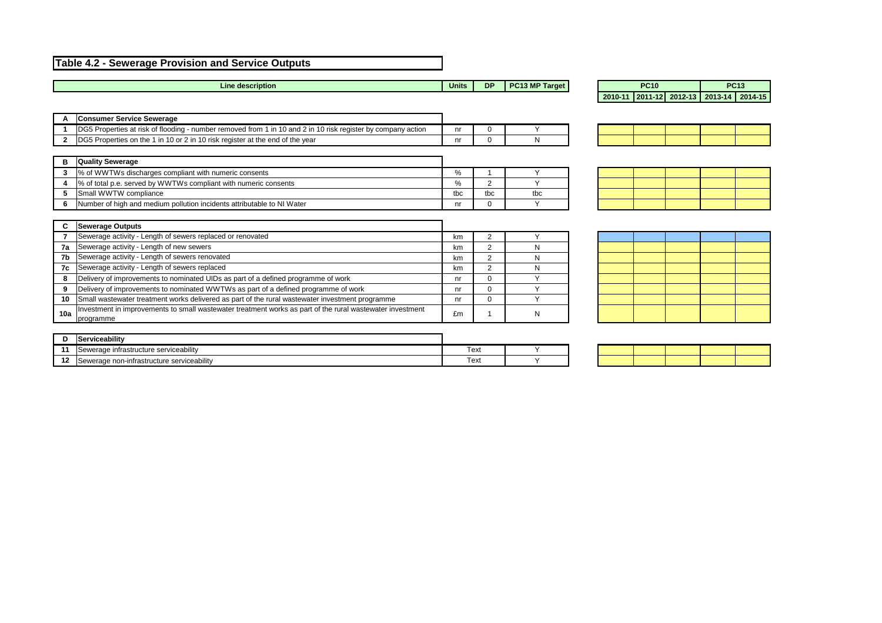# Table 4.2 - Sewerage Provision and Service Outputs

| | Line description | Units | DP | PC13 MP Target | PC10 | | | PC13 | |
|---|---|---|---|---|---|---|---|---|---|
| | | | | | 2010-11 | 2011-12 | 2012-13 | 2013-14 | 2014-15 |
| **A** | **Consumer Service Sewerage** | | | | | | | | |
| 1 | DG5 Properties at risk of flooding - number removed from 1 in 10 and 2 in 10 risk register by company action | nr | 0 | Y | | | | | |
| 2 | DG5 Properties on the 1 in 10 or 2 in 10 risk register at the end of the year | nr | 0 | N | | | | | |
| **B** | **Quality Sewerage** | | | | | | | | |
| 3 | % of WWTWs discharges compliant with numeric consents | % | 1 | Y | | | | | |
| 4 | % of total p.e. served by WWTWs compliant with numeric consents | % | 2 | Y | | | | | |
| 5 | Small WWTW compliance | tbc | tbc | tbc | | | | | |
| 6 | Number of high and medium pollution incidents attributable to NI Water | nr | 0 | Y | | | | | |
| **C** | **Sewerage Outputs** | | | | | | | | |
| 7 | Sewerage activity - Length of sewers replaced or renovated | km | 2 | Y | | | | | |
| 7a | Sewerage activity - Length of new sewers | km | 2 | N | | | | | |
| 7b | Sewerage activity - Length of sewers renovated | km | 2 | N | | | | | |
| 7c | Sewerage activity - Length of sewers replaced | km | 2 | N | | | | | |
| 8 | Delivery of improvements to nominated UIDs as part of a defined programme of work | nr | 0 | Y | | | | | |
| 9 | Delivery of improvements to nominated WWTWs as part of a defined programme of work | nr | 0 | Y | | | | | |
| 10 | Small wastewater treatment works delivered as part of the rural wastewater investment programme | nr | 0 | Y | | | | | |
| 10a | Investment in improvements to small wastewater treatment works as part of the rural wastewater investment programme | £m | 1 | N | | | | | |
| **D** | **Serviceability** | | | | | | | | |
| 11 | Sewerage infrastructure serviceability | Text | | Y | | | | | |
| 12 | Sewerage non-infrastructure serviceability | Text | | Y | | | | | |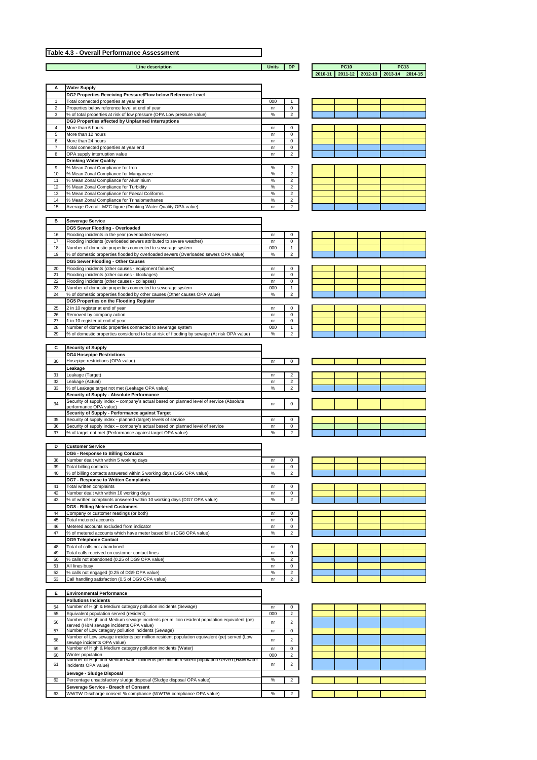# Table 4.3 - Overall Performance Assessment

| | Line description | Units | DP | PC10 2010-11 | PC10 2011-12 | PC10 2012-13 | PC13 2013-14 | PC13 2014-15 |
|---|---|---|---|---|---|---|---|---|
| **A** | **Water Supply** | | | | | | | |
| | **DG2 Properties Receiving Pressure/Flow below Reference Level** | | | | | | | |
| 1 | Total connected properties at year end | 000 | 1 | | | | | |
| 2 | Properties below reference level at end of year | nr | 0 | | | | | |
| 3 | % of total properties at risk of low pressure (OPA Low pressure value) | % | 2 | | | | | |
| | **DG3 Properties affected by Unplanned Interruptions** | | | | | | | |
| 4 | More than 6 hours | nr | 0 | | | | | |
| 5 | More than 12 hours | nr | 0 | | | | | |
| 6 | More than 24 hours | nr | 0 | | | | | |
| 7 | Total connected properties at year end | nr | 0 | | | | | |
| 8 | OPA supply interruption value | nr | 2 | | | | | |
| | **Drinking Water Quality** | | | | | | | |
| 9 | % Mean Zonal Compliance for Iron | % | 2 | | | | | |
| 10 | % Mean Zonal Compliance for Manganese | % | 2 | | | | | |
| 11 | % Mean Zonal Compliance for Aluminium | % | 2 | | | | | |
| 12 | % Mean Zonal Compliance for Turbidity | % | 2 | | | | | |
| 13 | % Mean Zonal Compliance for Faecal Coliforms | % | 2 | | | | | |
| 14 | % Mean Zonal Compliance for Trihalomethanes | % | 2 | | | | | |
| 15 | Average Overall MZC figure (Drinking Water Quality OPA value) | nr | 2 | | | | | |
| **B** | **Sewerage Service** | | | | | | | |
| | **DG5 Sewer Flooding - Overloaded** | | | | | | | |
| 16 | Flooding incidents in the year (overloaded sewers) | nr | 0 | | | | | |
| 17 | Flooding incidents (overloaded sewers attributed to severe weather) | nr | 0 | | | | | |
| 18 | Number of domestic properties connected to sewerage system | 000 | 1 | | | | | |
| 19 | % of domestic properties flooded by overloaded sewers (Overloaded sewers OPA value) | % | 2 | | | | | |
| | **DG5 Sewer Flooding - Other Causes** | | | | | | | |
| 20 | Flooding incidents (other causes - equipment failures) | nr | 0 | | | | | |
| 21 | Flooding incidents (other causes - blockages) | nr | 0 | | | | | |
| 22 | Flooding incidents (other causes - collapses) | nr | 0 | | | | | |
| 23 | Number of domestic properties connected to sewerage system | 000 | 1 | | | | | |
| 24 | % of domestic properties flooded by other causes (Other causes OPA value) | % | 2 | | | | | |
| | **DG5 Properties on the Flooding Register** | | | | | | | |
| 25 | 2 in 10 register at end of year | nr | 0 | | | | | |
| 26 | Removed by company action | nr | 0 | | | | | |
| 27 | 1 in 10 register at end of year | nr | 0 | | | | | |
| 28 | Number of domestic properties connected to sewerage system | 000 | 1 | | | | | |
| 29 | % of domestic properties considered to be at risk of flooding by sewage (At risk OPA value) | % | 2 | | | | | |
| **C** | **Security of Supply** | | | | | | | |
| | **DG4 Hosepipe Restrictions** | | | | | | | |
| 30 | Hosepipe restrictions (OPA value) | nr | 0 | | | | | |
| | **Leakage** | | | | | | | |
| 31 | Leakage (Target) | nr | 2 | | | | | |
| 32 | Leakage (Actual) | nr | 2 | | | | | |
| 33 | % of Leakage target not met (Leakage OPA value) | % | 2 | | | | | |
| | **Security of Supply - Absolute Performance** | | | | | | | |
| 34 | Security of supply index – company's actual based on planned level of service (Absolute performance OPA value) | nr | 0 | | | | | |
| | **Security of Supply - Performance against Target** | | | | | | | |
| 35 | Security of supply index - planned (target) levels of service | nr | 0 | | | | | |
| 36 | Security of supply index – company's actual based on planned level of service | nr | 0 | | | | | |
| 37 | % of target not met (Performance against target OPA value) | % | 2 | | | | | |
| **D** | **Customer Service** | | | | | | | |
| | **DG6 - Response to Billing Contacts** | | | | | | | |
| 38 | Number dealt with within 5 working days | nr | 0 | | | | | |
| 39 | Total billing contacts | nr | 0 | | | | | |
| 40 | % of billing contacts answered within 5 working days (DG6 OPA value) | % | 2 | | | | | |
| | **DG7 - Response to Written Complaints** | | | | | | | |
| 41 | Total written complaints | nr | 0 | | | | | |
| 42 | Number dealt with within 10 working days | nr | 0 | | | | | |
| 43 | % of written complaints answered within 10 working days (DG7 OPA value) | % | 2 | | | | | |
| | **DG8 - Billing Metered Customers** | | | | | | | |
| 44 | Company or customer readings (or both) | nr | 0 | | | | | |
| 45 | Total metered accounts | nr | 0 | | | | | |
| 46 | Metered accounts excluded from indicator | nr | 0 | | | | | |
| 47 | % of metered accounts which have meter based bills (DG8 OPA value) | % | 2 | | | | | |
| | **DG9 Telephone Contact** | | | | | | | |
| 48 | Total of calls not abandoned | nr | 0 | | | | | |
| 49 | Total calls received on customer contact lines | nr | 0 | | | | | |
| 50 | % calls not abandoned (0.25 of DG9 OPA value) | % | 2 | | | | | |
| 51 | All lines busy | nr | 0 | | | | | |
| 52 | % calls not engaged (0.25 of DG9 OPA value) | % | 2 | | | | | |
| 53 | Call handling satisfaction (0.5 of DG9 OPA value) | nr | 2 | | | | | |
| **E** | **Environmental Performance** | | | | | | | |
| | **Pollutions Incidents** | | | | | | | |
| 54 | Number of High & Medium category pollution incidents (Sewage) | nr | 0 | | | | | |
| 55 | Equivalent population served (resident) | 000 | 2 | | | | | |
| 56 | Number of High and Medium sewage incidents per million resident population equivalent (pe) served (H&M sewage incidents OPA value) | nr | 2 | | | | | |
| 57 | Number of Low category pollution incidents (Sewage) | nr | 0 | | | | | |
| 58 | Number of Low sewage incidents per million resident population equivalent (pe) served (Low sewage incidents OPA value) | nr | 2 | | | | | |
| 59 | Number of High & Medium category pollution incidents (Water) | nr | 0 | | | | | |
| 60 | Winter population | 000 | 2 | | | | | |
| 61 | Number of High and Medium water incidents per million resident population served (H&M water incidents OPA value) | nr | 2 | | | | | |
| | **Sewage - Sludge Disposal** | | | | | | | |
| 62 | Percentage unsatisfactory sludge disposal (Sludge disposal OPA value) | % | 2 | | | | | |
| | **Sewerage Service - Breach of Consent** | | | | | | | |
| 63 | WWTW Discharge consent % compliance (WWTW compliance OPA value) | % | 2 | | | | | |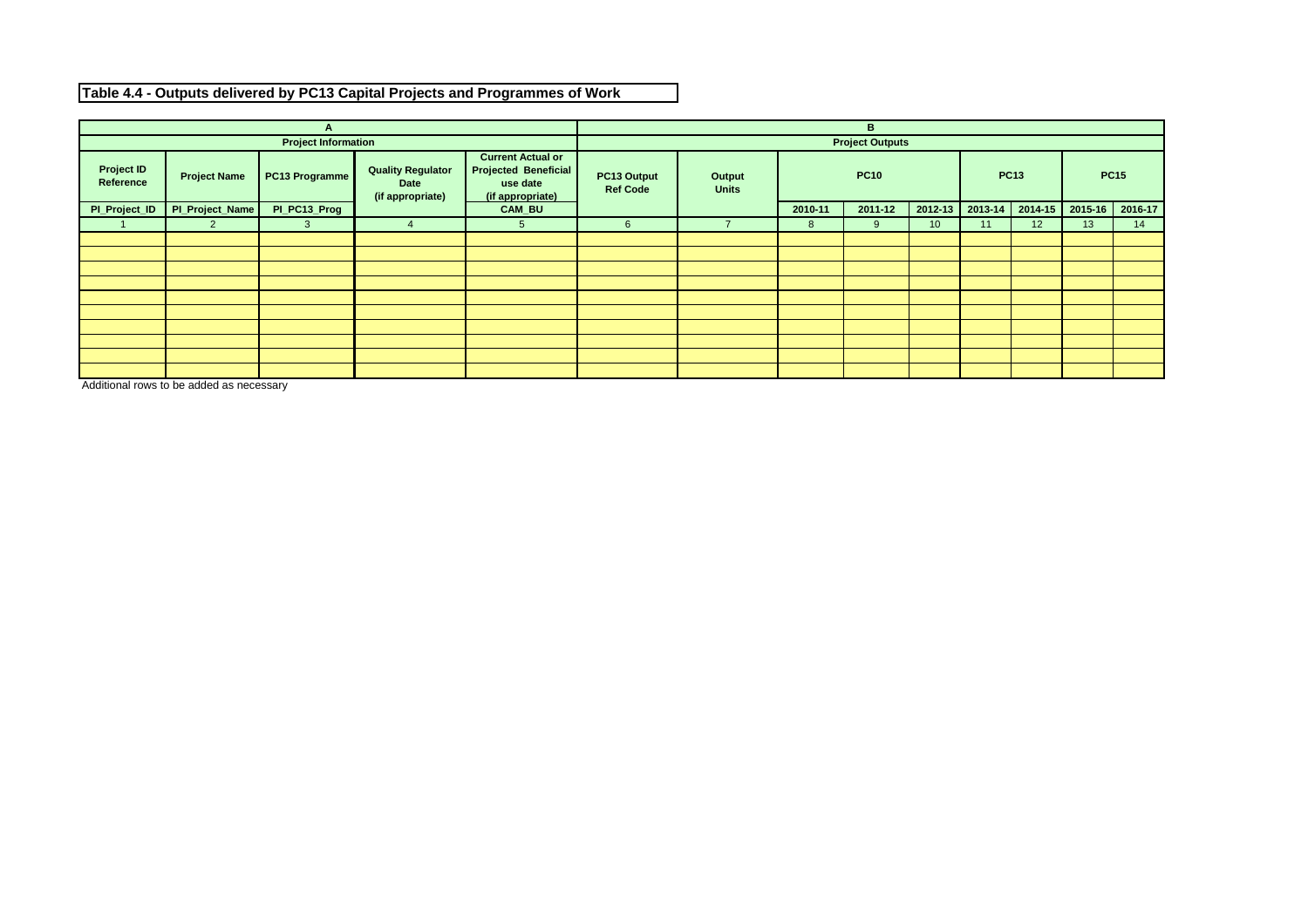**Table 4.4 - Outputs delivered by PC13 Capital Projects and Programmes of Work**

| A | | | | | B | | | | | | | | |
|---|---|---|---|---|---|---|---|---|---|---|---|---|---|
| Project Information | | | | | Project Outputs | | | | | | | | |
| Project ID Reference | Project Name | PC13 Programme | Quality Regulator Date (if appropriate) | Current Actual or Projected Beneficial use date (if appropriate) | PC13 Output Ref Code | Output Units | PC10 | | | PC13 | | PC15 | |
| PI_Project_ID | PI_Project_Name | PI_PC13_Prog | | CAM_BU | | | 2010-11 | 2011-12 | 2012-13 | 2013-14 | 2014-15 | 2015-16 | 2016-17 |
| 1 | 2 | 3 | 4 | 5 | 6 | 7 | 8 | 9 | 10 | 11 | 12 | 13 | 14 |
| | | | | | | | | | | | | | |
| | | | | | | | | | | | | | |
| | | | | | | | | | | | | | |
| | | | | | | | | | | | | | |
| | | | | | | | | | | | | | |
| | | | | | | | | | | | | | |
| | | | | | | | | | | | | | |
| | | | | | | | | | | | | | |
| | | | | | | | | | | | | | |
| | | | | | | | | | | | | | |

Additional rows to be added as necessary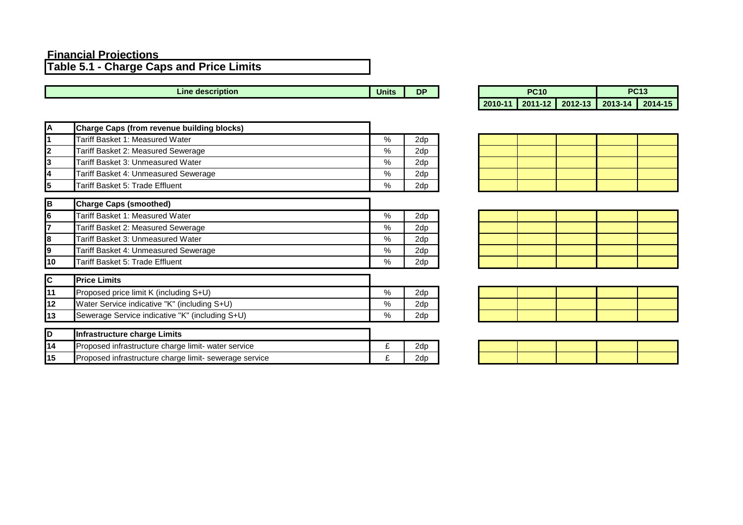## Financial Projections

### Table 5.1 - Charge Caps and Price Limits

| | Line description | Units | DP | PC10 | | | PC13 | |
|---|---|---|---|---|---|---|---|---|
| | | | | 2010-11 | 2011-12 | 2012-13 | 2013-14 | 2014-15 |
| **A** | **Charge Caps (from revenue building blocks)** | | | | | | | |
| 1 | Tariff Basket 1: Measured Water | % | 2dp | | | | | |
| 2 | Tariff Basket 2: Measured Sewerage | % | 2dp | | | | | |
| 3 | Tariff Basket 3: Unmeasured Water | % | 2dp | | | | | |
| 4 | Tariff Basket 4: Unmeasured Sewerage | % | 2dp | | | | | |
| 5 | Tariff Basket 5: Trade Effluent | % | 2dp | | | | | |
| **B** | **Charge Caps (smoothed)** | | | | | | | |
| 6 | Tariff Basket 1: Measured Water | % | 2dp | | | | | |
| 7 | Tariff Basket 2: Measured Sewerage | % | 2dp | | | | | |
| 8 | Tariff Basket 3: Unmeasured Water | % | 2dp | | | | | |
| 9 | Tariff Basket 4: Unmeasured Sewerage | % | 2dp | | | | | |
| 10 | Tariff Basket 5: Trade Effluent | % | 2dp | | | | | |
| **C** | **Price Limits** | | | | | | | |
| 11 | Proposed price limit K (including S+U) | % | 2dp | | | | | |
| 12 | Water Service indicative "K" (including S+U) | % | 2dp | | | | | |
| 13 | Sewerage Service indicative "K" (including S+U) | % | 2dp | | | | | |
| **D** | **Infrastructure charge Limits** | | | | | | | |
| 14 | Proposed infrastructure charge limit- water service | £ | 2dp | | | | | |
| 15 | Proposed infrastructure charge limit- sewerage service | £ | 2dp | | | | | |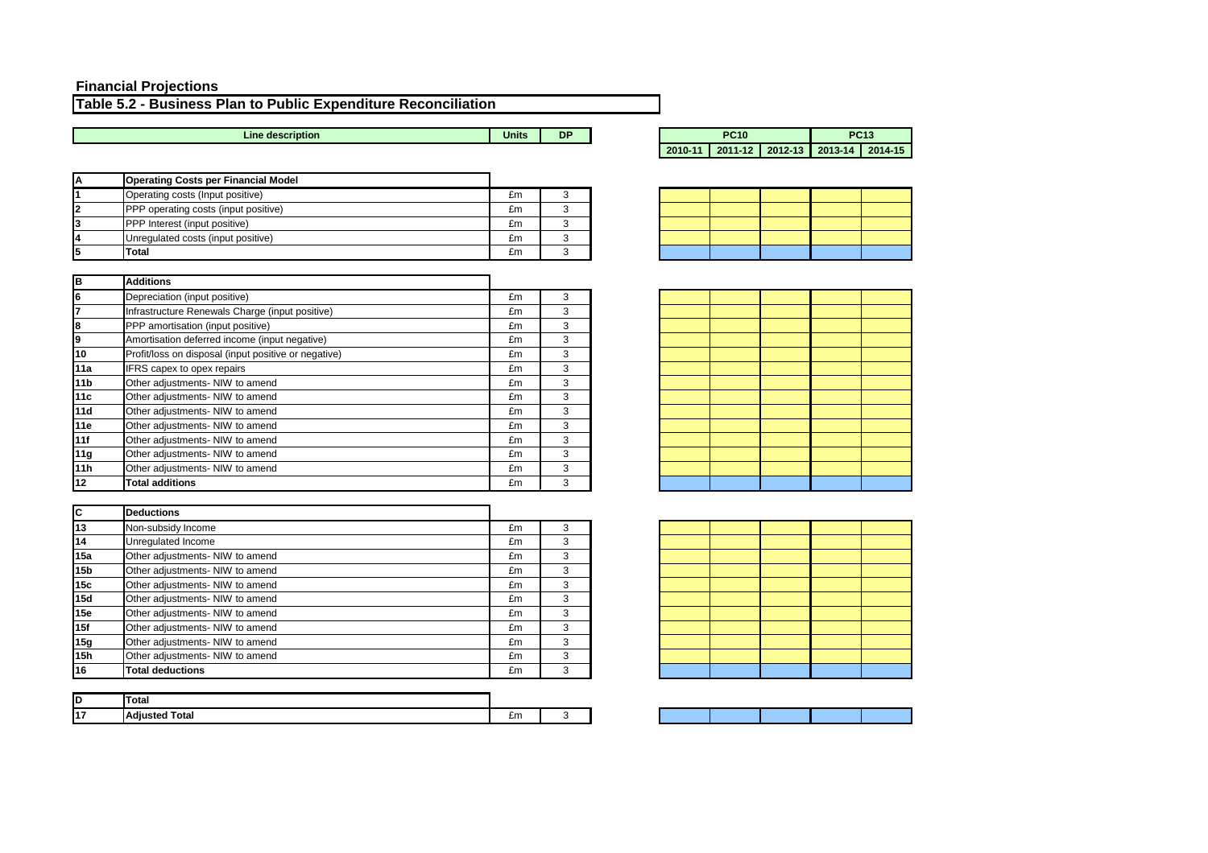## Financial Projections

### Table 5.2 - Business Plan to Public Expenditure Reconciliation

| | Line description | Units | DP | PC10 | | | PC13 | |
|---|---|---|---|---|---|---|---|---|
| | | | | 2010-11 | 2011-12 | 2012-13 | 2013-14 | 2014-15 |
| **A** | **Operating Costs per Financial Model** | | | | | | | |
| 1 | Operating costs (Input positive) | £m | 3 | | | | | |
| 2 | PPP operating costs (input positive) | £m | 3 | | | | | |
| 3 | PPP Interest (input positive) | £m | 3 | | | | | |
| 4 | Unregulated costs (input positive) | £m | 3 | | | | | |
| 5 | **Total** | £m | 3 | | | | | |
| **B** | **Additions** | | | | | | | |
| 6 | Depreciation (input positive) | £m | 3 | | | | | |
| 7 | Infrastructure Renewals Charge (input positive) | £m | 3 | | | | | |
| 8 | PPP amortisation (input positive) | £m | 3 | | | | | |
| 9 | Amortisation deferred income (input negative) | £m | 3 | | | | | |
| 10 | Profit/loss on disposal (input positive or negative) | £m | 3 | | | | | |
| 11a | IFRS capex to opex repairs | £m | 3 | | | | | |
| 11b | Other adjustments- NIW to amend | £m | 3 | | | | | |
| 11c | Other adjustments- NIW to amend | £m | 3 | | | | | |
| 11d | Other adjustments- NIW to amend | £m | 3 | | | | | |
| 11e | Other adjustments- NIW to amend | £m | 3 | | | | | |
| 11f | Other adjustments- NIW to amend | £m | 3 | | | | | |
| 11g | Other adjustments- NIW to amend | £m | 3 | | | | | |
| 11h | Other adjustments- NIW to amend | £m | 3 | | | | | |
| 12 | **Total additions** | £m | 3 | | | | | |
| **C** | **Deductions** | | | | | | | |
| 13 | Non-subsidy Income | £m | 3 | | | | | |
| 14 | Unregulated Income | £m | 3 | | | | | |
| 15a | Other adjustments- NIW to amend | £m | 3 | | | | | |
| 15b | Other adjustments- NIW to amend | £m | 3 | | | | | |
| 15c | Other adjustments- NIW to amend | £m | 3 | | | | | |
| 15d | Other adjustments- NIW to amend | £m | 3 | | | | | |
| 15e | Other adjustments- NIW to amend | £m | 3 | | | | | |
| 15f | Other adjustments- NIW to amend | £m | 3 | | | | | |
| 15g | Other adjustments- NIW to amend | £m | 3 | | | | | |
| 15h | Other adjustments- NIW to amend | £m | 3 | | | | | |
| 16 | **Total deductions** | £m | 3 | | | | | |
| **D** | **Total** | | | | | | | |
| 17 | **Adjusted Total** | £m | 3 | | | | | |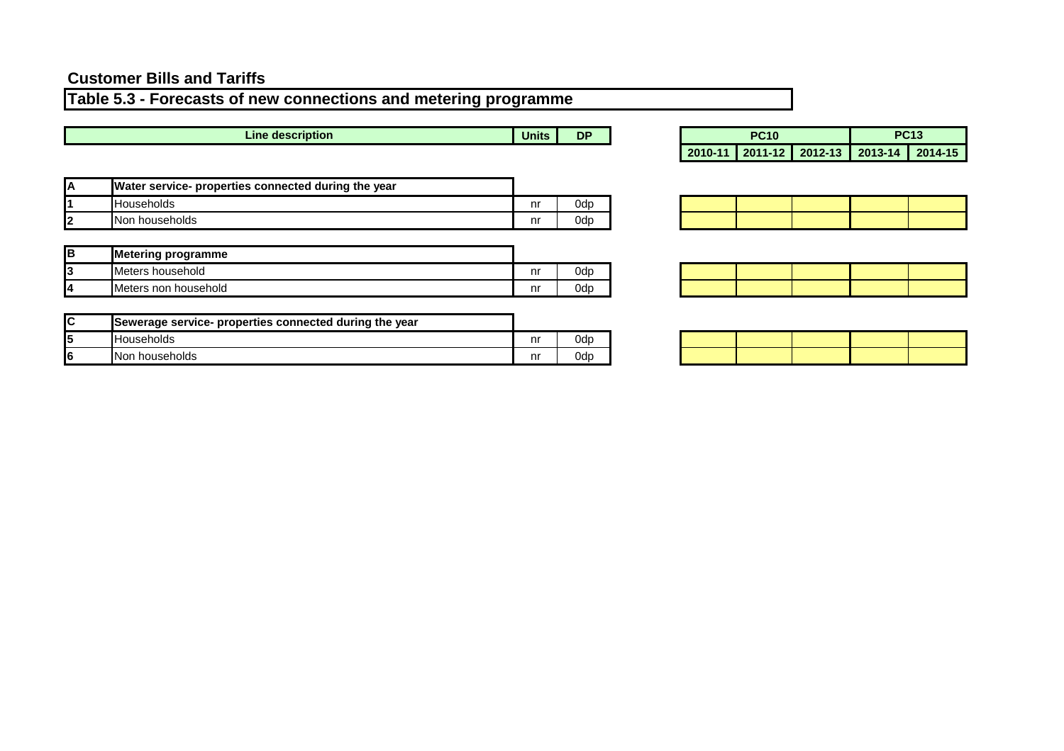## Customer Bills and Tariffs

### Table 5.3 - Forecasts of new connections and metering programme

| | Line description | Units | DP | PC10 | | | PC13 | |
|---|---|---|---|---|---|---|---|---|
| | | | | 2010-11 | 2011-12 | 2012-13 | 2013-14 | 2014-15 |
| **A** | **Water service- properties connected during the year** | | | | | | | |
| **1** | Households | nr | 0dp | | | | | |
| **2** | Non households | nr | 0dp | | | | | |
| **B** | **Metering programme** | | | | | | | |
| **3** | Meters household | nr | 0dp | | | | | |
| **4** | Meters non household | nr | 0dp | | | | | |
| **C** | **Sewerage service- properties connected during the year** | | | | | | | |
| **5** | Households | nr | 0dp | | | | | |
| **6** | Non households | nr | 0dp | | | | | |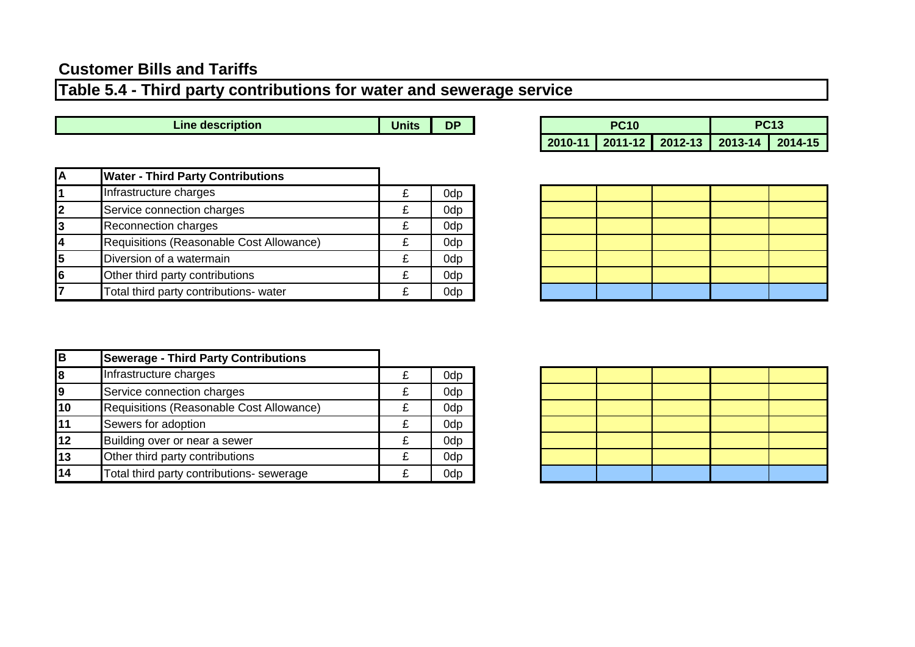## Customer Bills and Tariffs

### Table 5.4 - Third party contributions for water and sewerage service

| | Line description | Units | DP | PC10 | | | PC13 | |
|---|---|---|---|---|---|---|---|---|
| | | | | 2010-11 | 2011-12 | 2012-13 | 2013-14 | 2014-15 |
| **A** | **Water - Third Party Contributions** | | | | | | | |
| 1 | Infrastructure charges | £ | 0dp | | | | | |
| 2 | Service connection charges | £ | 0dp | | | | | |
| 3 | Reconnection charges | £ | 0dp | | | | | |
| 4 | Requisitions (Reasonable Cost Allowance) | £ | 0dp | | | | | |
| 5 | Diversion of a watermain | £ | 0dp | | | | | |
| 6 | Other third party contributions | £ | 0dp | | | | | |
| 7 | Total third party contributions- water | £ | 0dp | | | | | |
| **B** | **Sewerage - Third Party Contributions** | | | | | | | |
| 8 | Infrastructure charges | £ | 0dp | | | | | |
| 9 | Service connection charges | £ | 0dp | | | | | |
| 10 | Requisitions (Reasonable Cost Allowance) | £ | 0dp | | | | | |
| 11 | Sewers for adoption | £ | 0dp | | | | | |
| 12 | Building over or near a sewer | £ | 0dp | | | | | |
| 13 | Other third party contributions | £ | 0dp | | | | | |
| 14 | Total third party contributions- sewerage | £ | 0dp | | | | | |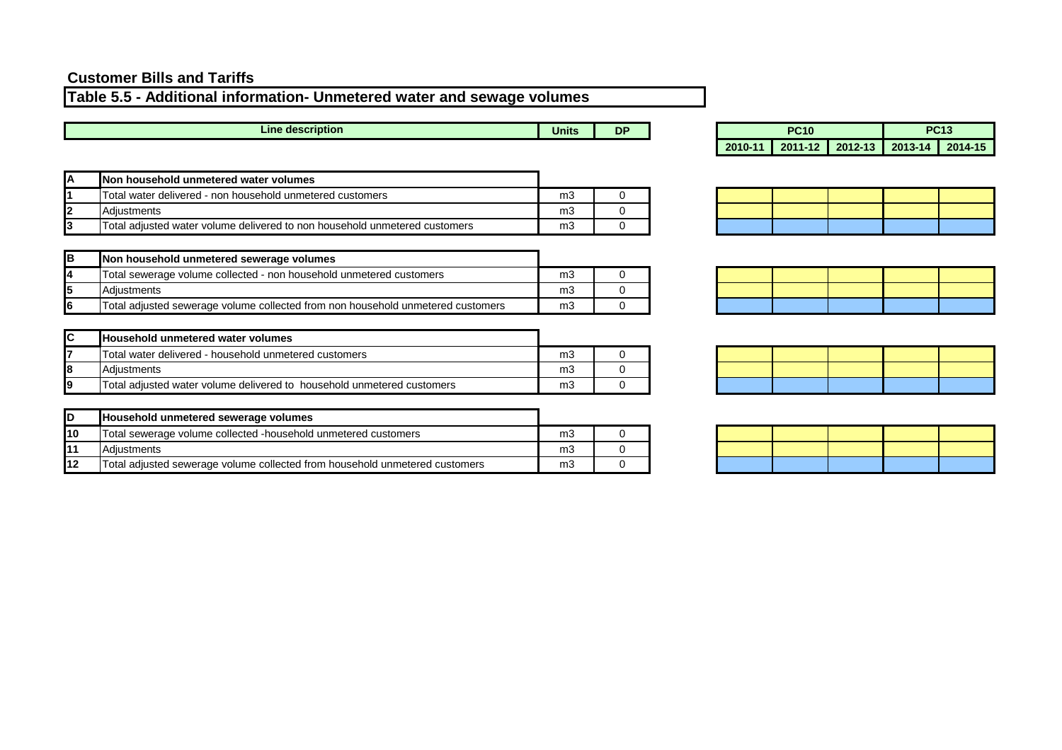## Customer Bills and Tariffs

### Table 5.5 - Additional information- Unmetered water and sewage volumes

| | Line description | Units | DP | PC10 | | | PC13 | |
|---|---|---|---|---|---|---|---|---|
| | | | | 2010-11 | 2011-12 | 2012-13 | 2013-14 | 2014-15 |
| **A** | **Non household unmetered water volumes** | | | | | | | |
| 1 | Total water delivered - non household unmetered customers | m3 | 0 | | | | | |
| 2 | Adjustments | m3 | 0 | | | | | |
| 3 | Total adjusted water volume delivered to non household unmetered customers | m3 | 0 | | | | | |
| **B** | **Non household unmetered sewerage volumes** | | | | | | | |
| 4 | Total sewerage volume collected - non household unmetered customers | m3 | 0 | | | | | |
| 5 | Adjustments | m3 | 0 | | | | | |
| 6 | Total adjusted sewerage volume collected from non household unmetered customers | m3 | 0 | | | | | |
| **C** | **Household unmetered water volumes** | | | | | | | |
| 7 | Total water delivered - household unmetered customers | m3 | 0 | | | | | |
| 8 | Adjustments | m3 | 0 | | | | | |
| 9 | Total adjusted water volume delivered to household unmetered customers | m3 | 0 | | | | | |
| **D** | **Household unmetered sewerage volumes** | | | | | | | |
| 10 | Total sewerage volume collected -household unmetered customers | m3 | 0 | | | | | |
| 11 | Adjustments | m3 | 0 | | | | | |
| 12 | Total adjusted sewerage volume collected from household unmetered customers | m3 | 0 | | | | | |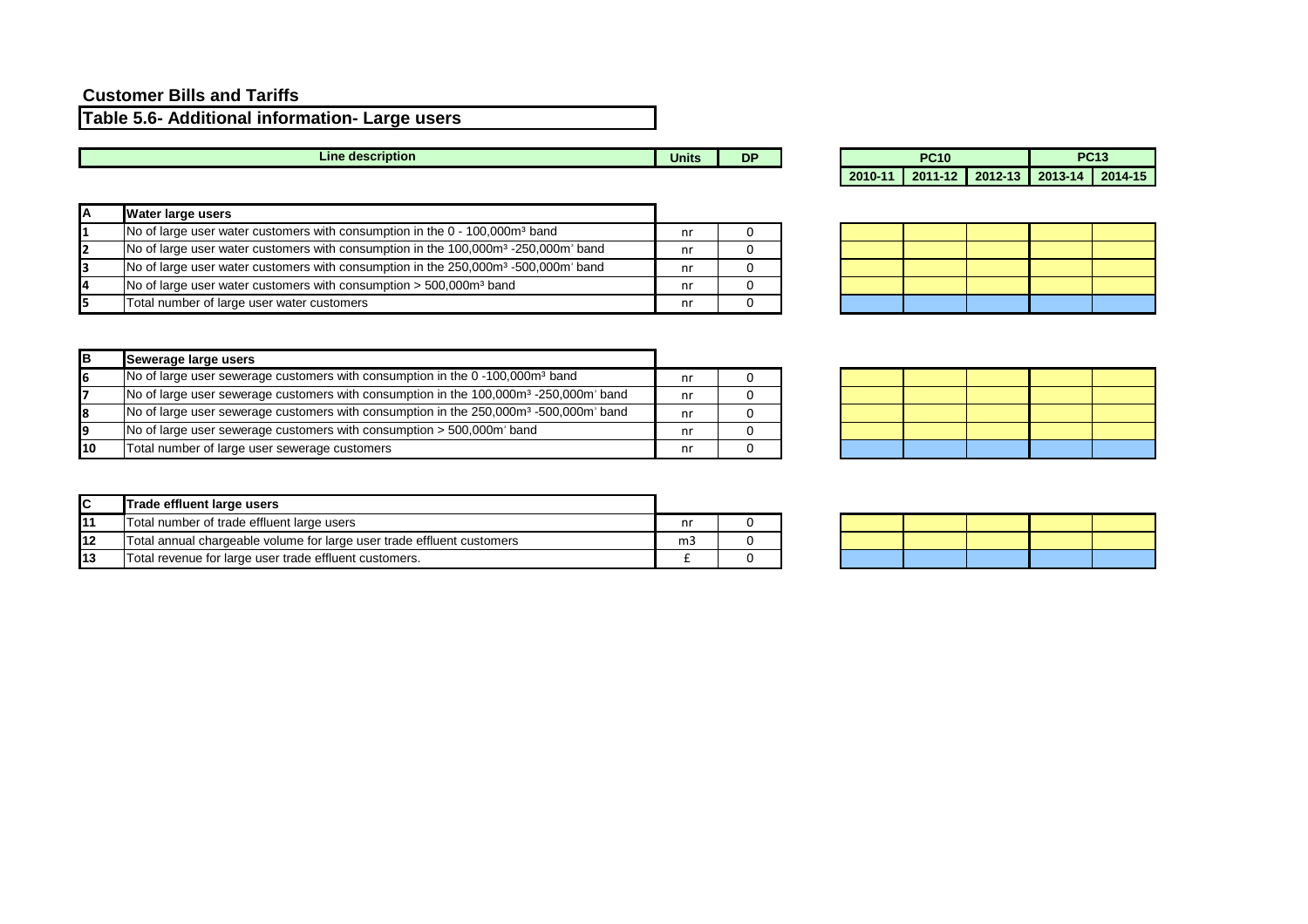## Customer Bills and Tariffs

### Table 5.6- Additional information- Large users

| | Line description | Units | DP | PC10 2010-11 | PC10 2011-12 | PC10 2012-13 | PC13 2013-14 | PC13 2014-15 |
|---|---|---|---|---|---|---|---|---|
| **A** | **Water large users** | | | | | | | |
| 1 | No of large user water customers with consumption in the 0 - 100,000m³ band | nr | 0 | | | | | |
| 2 | No of large user water customers with consumption in the 100,000m³ -250,000m³ band | nr | 0 | | | | | |
| 3 | No of large user water customers with consumption in the 250,000m³ -500,000m³ band | nr | 0 | | | | | |
| 4 | No of large user water customers with consumption > 500,000m³ band | nr | 0 | | | | | |
| 5 | Total number of large user water customers | nr | 0 | | | | | |
| **B** | **Sewerage large users** | | | | | | | |
| 6 | No of large user sewerage customers with consumption in the 0 -100,000m³ band | nr | 0 | | | | | |
| 7 | No of large user sewerage customers with consumption in the 100,000m³ -250,000m³ band | nr | 0 | | | | | |
| 8 | No of large user sewerage customers with consumption in the 250,000m³ -500,000m³ band | nr | 0 | | | | | |
| 9 | No of large user sewerage customers with consumption > 500,000m³ band | nr | 0 | | | | | |
| 10 | Total number of large user sewerage customers | nr | 0 | | | | | |
| **C** | **Trade effluent large users** | | | | | | | |
| 11 | Total number of trade effluent large users | nr | 0 | | | | | |
| 12 | Total annual chargeable volume for large user trade effluent customers | m3 | 0 | | | | | |
| 13 | Total revenue for large user trade effluent customers. | £ | 0 | | | | | |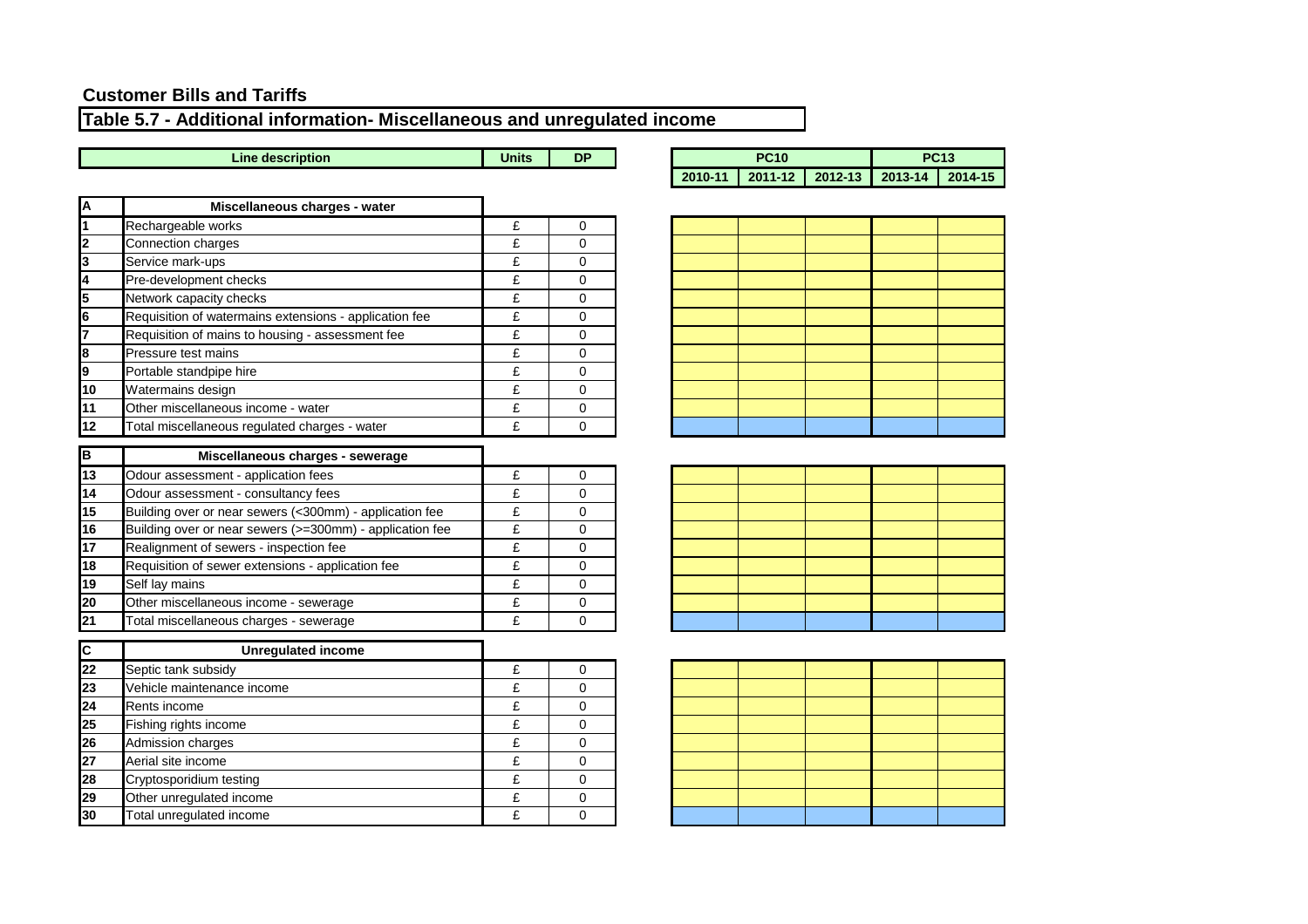**Customer Bills and Tariffs**

## Table 5.7 - Additional information- Miscellaneous and unregulated income

| | Line description | Units | DP | PC10 | | | PC13 | |
|---|---|---|---|---|---|---|---|---|
| | | | | 2010-11 | 2011-12 | 2012-13 | 2013-14 | 2014-15 |
| **A** | **Miscellaneous charges - water** | | | | | | | |
| 1 | Rechargeable works | £ | 0 | | | | | |
| 2 | Connection charges | £ | 0 | | | | | |
| 3 | Service mark-ups | £ | 0 | | | | | |
| 4 | Pre-development checks | £ | 0 | | | | | |
| 5 | Network capacity checks | £ | 0 | | | | | |
| 6 | Requisition of watermains extensions - application fee | £ | 0 | | | | | |
| 7 | Requisition of mains to housing - assessment fee | £ | 0 | | | | | |
| 8 | Pressure test mains | £ | 0 | | | | | |
| 9 | Portable standpipe hire | £ | 0 | | | | | |
| 10 | Watermains design | £ | 0 | | | | | |
| 11 | Other miscellaneous income - water | £ | 0 | | | | | |
| 12 | Total miscellaneous regulated charges - water | £ | 0 | | | | | |
| **B** | **Miscellaneous charges - sewerage** | | | | | | | |
| 13 | Odour assessment - application fees | £ | 0 | | | | | |
| 14 | Odour assessment - consultancy fees | £ | 0 | | | | | |
| 15 | Building over or near sewers (<300mm) - application fee | £ | 0 | | | | | |
| 16 | Building over or near sewers (>=300mm) - application fee | £ | 0 | | | | | |
| 17 | Realignment of sewers - inspection fee | £ | 0 | | | | | |
| 18 | Requisition of sewer extensions - application fee | £ | 0 | | | | | |
| 19 | Self lay mains | £ | 0 | | | | | |
| 20 | Other miscellaneous income - sewerage | £ | 0 | | | | | |
| 21 | Total miscellaneous charges - sewerage | £ | 0 | | | | | |
| **C** | **Unregulated income** | | | | | | | |
| 22 | Septic tank subsidy | £ | 0 | | | | | |
| 23 | Vehicle maintenance income | £ | 0 | | | | | |
| 24 | Rents income | £ | 0 | | | | | |
| 25 | Fishing rights income | £ | 0 | | | | | |
| 26 | Admission charges | £ | 0 | | | | | |
| 27 | Aerial site income | £ | 0 | | | | | |
| 28 | Cryptosporidium testing | £ | 0 | | | | | |
| 29 | Other unregulated income | £ | 0 | | | | | |
| 30 | Total unregulated income | £ | 0 | | | | | |